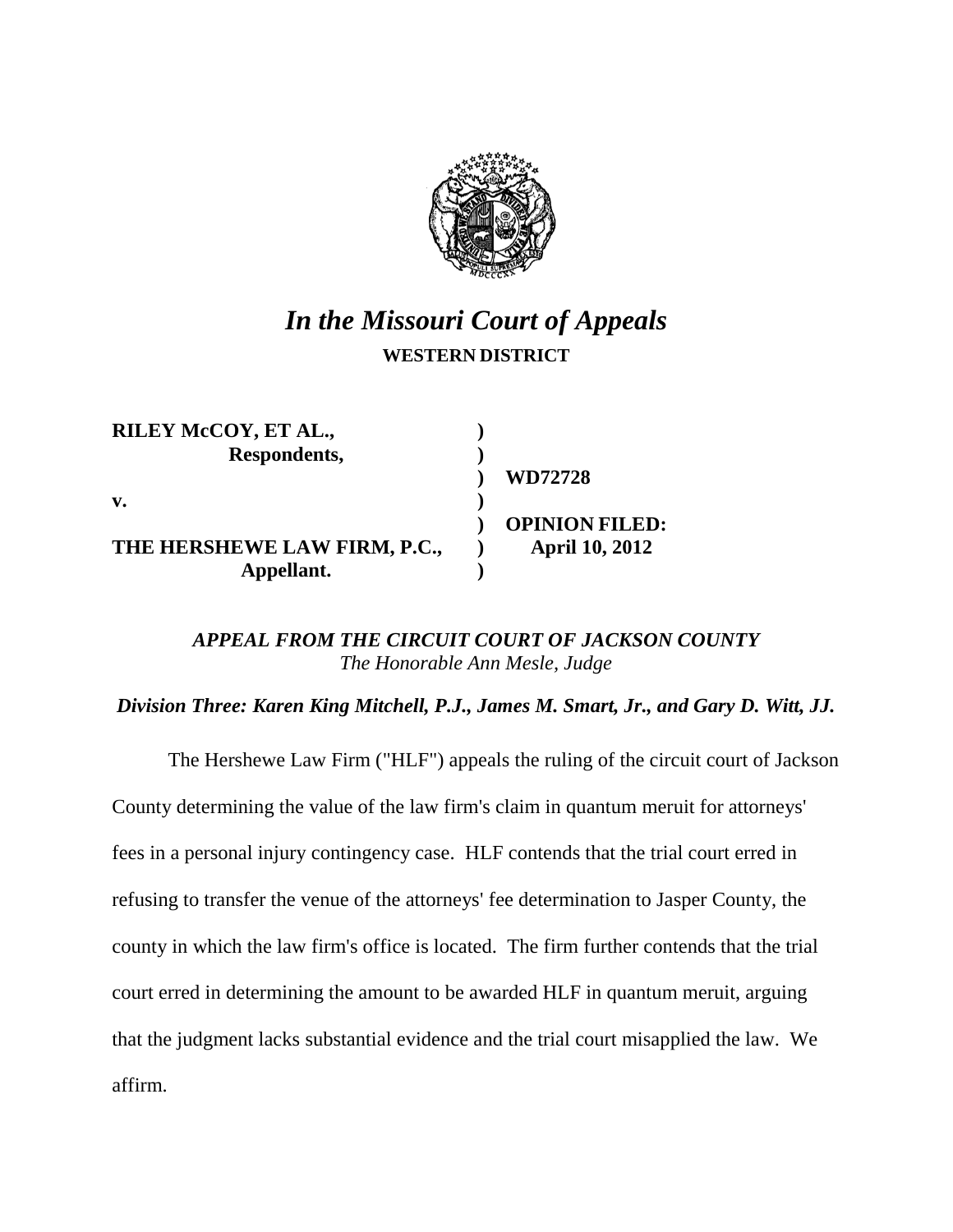# *In the Missouri Court of Appeals*

**WESTERN DISTRICT**

| | | |
|---|---|---|
| **RILEY McCOY, ET AL.,** | **)** | |
| **Respondents,** | **)** | |
| | **)** | **WD72728** |
| **v.** | **)** | |
| | **)** | **OPINION FILED:** |
| **THE HERSHEWE LAW FIRM, P.C.,** | **)** | **April 10, 2012** |
| **Appellant.** | **)** | |

***APPEAL FROM THE CIRCUIT COURT OF JACKSON COUNTY***
*The Honorable Ann Mesle, Judge*

***Division Three: Karen King Mitchell, P.J., James M. Smart, Jr., and Gary D. Witt, JJ.***

The Hershewe Law Firm ("HLF") appeals the ruling of the circuit court of Jackson County determining the value of the law firm's claim in quantum meruit for attorneys' fees in a personal injury contingency case. HLF contends that the trial court erred in refusing to transfer the venue of the attorneys' fee determination to Jasper County, the county in which the law firm's office is located. The firm further contends that the trial court erred in determining the amount to be awarded HLF in quantum meruit, arguing that the judgment lacks substantial evidence and the trial court misapplied the law. We affirm.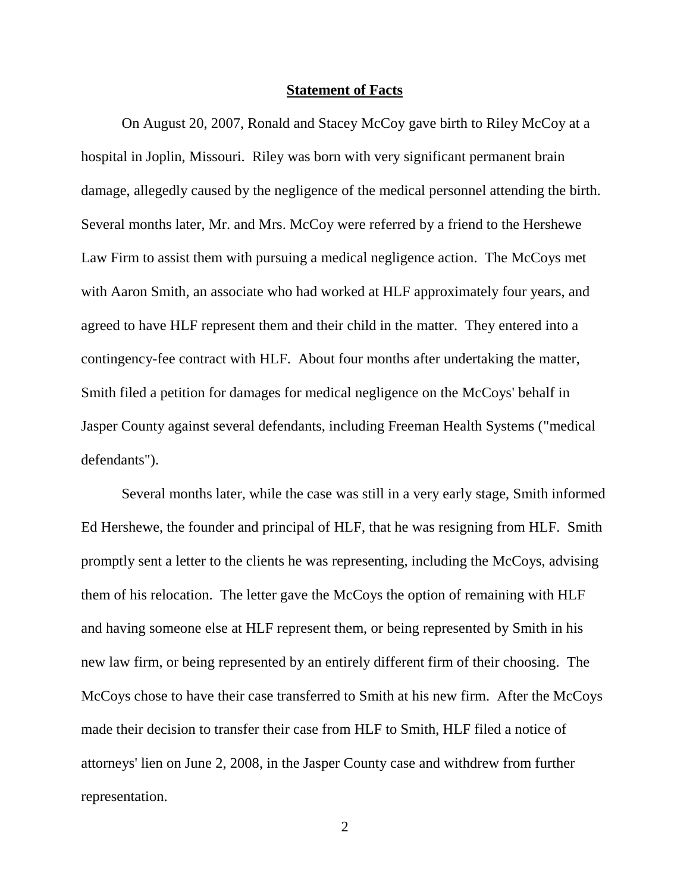## Statement of Facts

On August 20, 2007, Ronald and Stacey McCoy gave birth to Riley McCoy at a hospital in Joplin, Missouri. Riley was born with very significant permanent brain damage, allegedly caused by the negligence of the medical personnel attending the birth. Several months later, Mr. and Mrs. McCoy were referred by a friend to the Hershewe Law Firm to assist them with pursuing a medical negligence action. The McCoys met with Aaron Smith, an associate who had worked at HLF approximately four years, and agreed to have HLF represent them and their child in the matter. They entered into a contingency-fee contract with HLF. About four months after undertaking the matter, Smith filed a petition for damages for medical negligence on the McCoys' behalf in Jasper County against several defendants, including Freeman Health Systems ("medical defendants").

Several months later, while the case was still in a very early stage, Smith informed Ed Hershewe, the founder and principal of HLF, that he was resigning from HLF. Smith promptly sent a letter to the clients he was representing, including the McCoys, advising them of his relocation. The letter gave the McCoys the option of remaining with HLF and having someone else at HLF represent them, or being represented by Smith in his new law firm, or being represented by an entirely different firm of their choosing. The McCoys chose to have their case transferred to Smith at his new firm. After the McCoys made their decision to transfer their case from HLF to Smith, HLF filed a notice of attorneys' lien on June 2, 2008, in the Jasper County case and withdrew from further representation.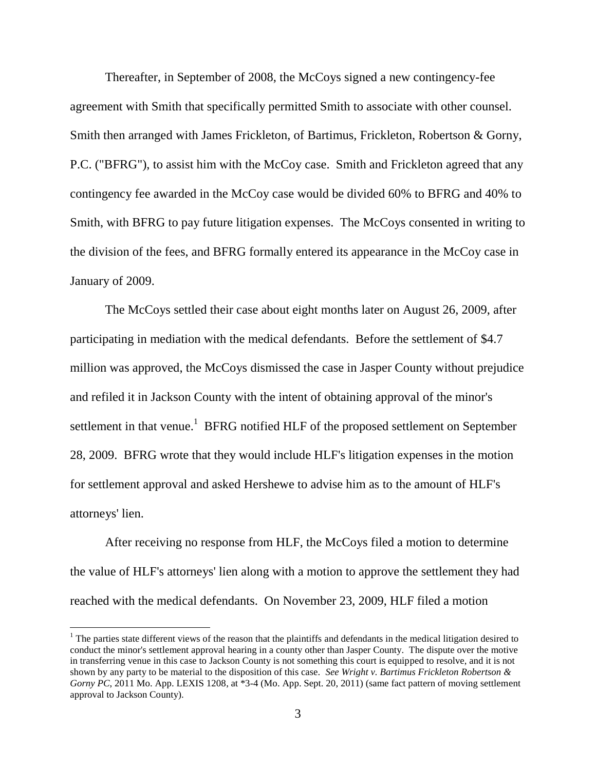Thereafter, in September of 2008, the McCoys signed a new contingency-fee agreement with Smith that specifically permitted Smith to associate with other counsel. Smith then arranged with James Frickleton, of Bartimus, Frickleton, Robertson & Gorny, P.C. ("BFRG"), to assist him with the McCoy case. Smith and Frickleton agreed that any contingency fee awarded in the McCoy case would be divided 60% to BFRG and 40% to Smith, with BFRG to pay future litigation expenses. The McCoys consented in writing to the division of the fees, and BFRG formally entered its appearance in the McCoy case in January of 2009.

The McCoys settled their case about eight months later on August 26, 2009, after participating in mediation with the medical defendants. Before the settlement of $4.7 million was approved, the McCoys dismissed the case in Jasper County without prejudice and refiled it in Jackson County with the intent of obtaining approval of the minor's settlement in that venue.[1] BFRG notified HLF of the proposed settlement on September 28, 2009. BFRG wrote that they would include HLF's litigation expenses in the motion for settlement approval and asked Hershewe to advise him as to the amount of HLF's attorneys' lien.

After receiving no response from HLF, the McCoys filed a motion to determine the value of HLF's attorneys' lien along with a motion to approve the settlement they had reached with the medical defendants. On November 23, 2009, HLF filed a motion

---

[1] The parties state different views of the reason that the plaintiffs and defendants in the medical litigation desired to conduct the minor's settlement approval hearing in a county other than Jasper County. The dispute over the motive in transferring venue in this case to Jackson County is not something this court is equipped to resolve, and it is not shown by any party to be material to the disposition of this case. *See Wright v. Bartimus Frickleton Robertson & Gorny PC*, 2011 Mo. App. LEXIS 1208, at *3-4 (Mo. App. Sept. 20, 2011) (same fact pattern of moving settlement approval to Jackson County).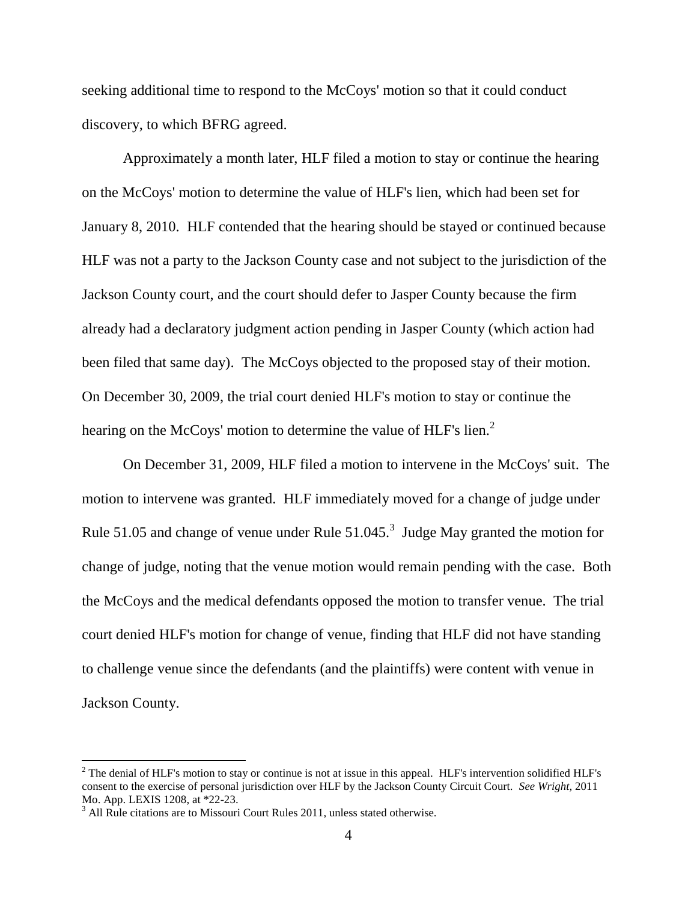seeking additional time to respond to the McCoys' motion so that it could conduct discovery, to which BFRG agreed.

Approximately a month later, HLF filed a motion to stay or continue the hearing on the McCoys' motion to determine the value of HLF's lien, which had been set for January 8, 2010. HLF contended that the hearing should be stayed or continued because HLF was not a party to the Jackson County case and not subject to the jurisdiction of the Jackson County court, and the court should defer to Jasper County because the firm already had a declaratory judgment action pending in Jasper County (which action had been filed that same day). The McCoys objected to the proposed stay of their motion. On December 30, 2009, the trial court denied HLF's motion to stay or continue the hearing on the McCoys' motion to determine the value of HLF's lien.[2]

On December 31, 2009, HLF filed a motion to intervene in the McCoys' suit. The motion to intervene was granted. HLF immediately moved for a change of judge under Rule 51.05 and change of venue under Rule 51.045.[3] Judge May granted the motion for change of judge, noting that the venue motion would remain pending with the case. Both the McCoys and the medical defendants opposed the motion to transfer venue. The trial court denied HLF's motion for change of venue, finding that HLF did not have standing to challenge venue since the defendants (and the plaintiffs) were content with venue in Jackson County.

---

[2] The denial of HLF's motion to stay or continue is not at issue in this appeal. HLF's intervention solidified HLF's consent to the exercise of personal jurisdiction over HLF by the Jackson County Circuit Court. *See Wright*, 2011 Mo. App. LEXIS 1208, at *22-23.

[3] All Rule citations are to Missouri Court Rules 2011, unless stated otherwise.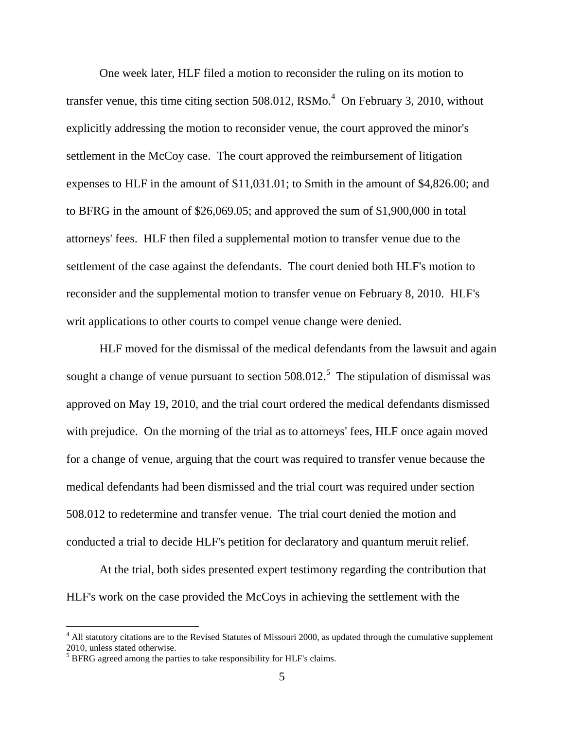One week later, HLF filed a motion to reconsider the ruling on its motion to transfer venue, this time citing section 508.012, RSMo.[4] On February 3, 2010, without explicitly addressing the motion to reconsider venue, the court approved the minor's settlement in the McCoy case. The court approved the reimbursement of litigation expenses to HLF in the amount of $11,031.01; to Smith in the amount of $4,826.00; and to BFRG in the amount of $26,069.05; and approved the sum of $1,900,000 in total attorneys' fees. HLF then filed a supplemental motion to transfer venue due to the settlement of the case against the defendants. The court denied both HLF's motion to reconsider and the supplemental motion to transfer venue on February 8, 2010. HLF's writ applications to other courts to compel venue change were denied.

HLF moved for the dismissal of the medical defendants from the lawsuit and again sought a change of venue pursuant to section 508.012.[5] The stipulation of dismissal was approved on May 19, 2010, and the trial court ordered the medical defendants dismissed with prejudice. On the morning of the trial as to attorneys' fees, HLF once again moved for a change of venue, arguing that the court was required to transfer venue because the medical defendants had been dismissed and the trial court was required under section 508.012 to redetermine and transfer venue. The trial court denied the motion and conducted a trial to decide HLF's petition for declaratory and quantum meruit relief.

At the trial, both sides presented expert testimony regarding the contribution that HLF's work on the case provided the McCoys in achieving the settlement with the

---

[4] All statutory citations are to the Revised Statutes of Missouri 2000, as updated through the cumulative supplement 2010, unless stated otherwise.

[5] BFRG agreed among the parties to take responsibility for HLF's claims.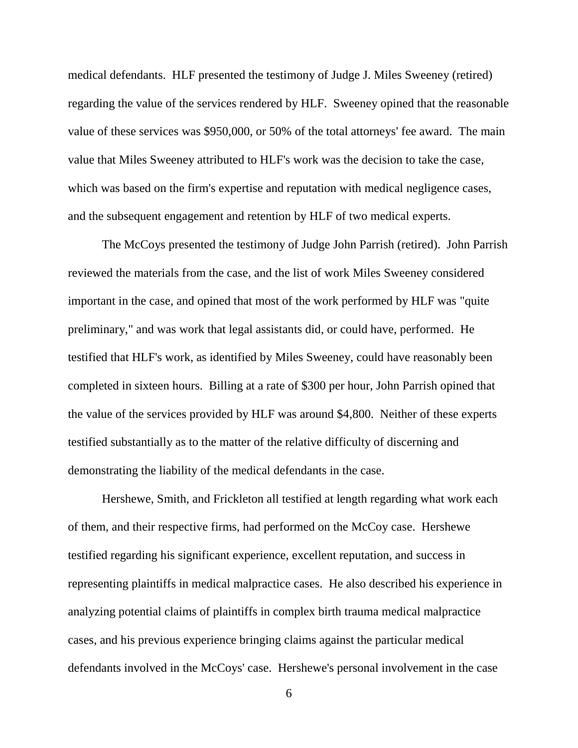medical defendants. HLF presented the testimony of Judge J. Miles Sweeney (retired) regarding the value of the services rendered by HLF. Sweeney opined that the reasonable value of these services was $950,000, or 50% of the total attorneys' fee award. The main value that Miles Sweeney attributed to HLF's work was the decision to take the case, which was based on the firm's expertise and reputation with medical negligence cases, and the subsequent engagement and retention by HLF of two medical experts.

The McCoys presented the testimony of Judge John Parrish (retired). John Parrish reviewed the materials from the case, and the list of work Miles Sweeney considered important in the case, and opined that most of the work performed by HLF was "quite preliminary," and was work that legal assistants did, or could have, performed. He testified that HLF's work, as identified by Miles Sweeney, could have reasonably been completed in sixteen hours. Billing at a rate of $300 per hour, John Parrish opined that the value of the services provided by HLF was around $4,800. Neither of these experts testified substantially as to the matter of the relative difficulty of discerning and demonstrating the liability of the medical defendants in the case.

Hershewe, Smith, and Frickleton all testified at length regarding what work each of them, and their respective firms, had performed on the McCoy case. Hershewe testified regarding his significant experience, excellent reputation, and success in representing plaintiffs in medical malpractice cases. He also described his experience in analyzing potential claims of plaintiffs in complex birth trauma medical malpractice cases, and his previous experience bringing claims against the particular medical defendants involved in the McCoys' case. Hershewe's personal involvement in the case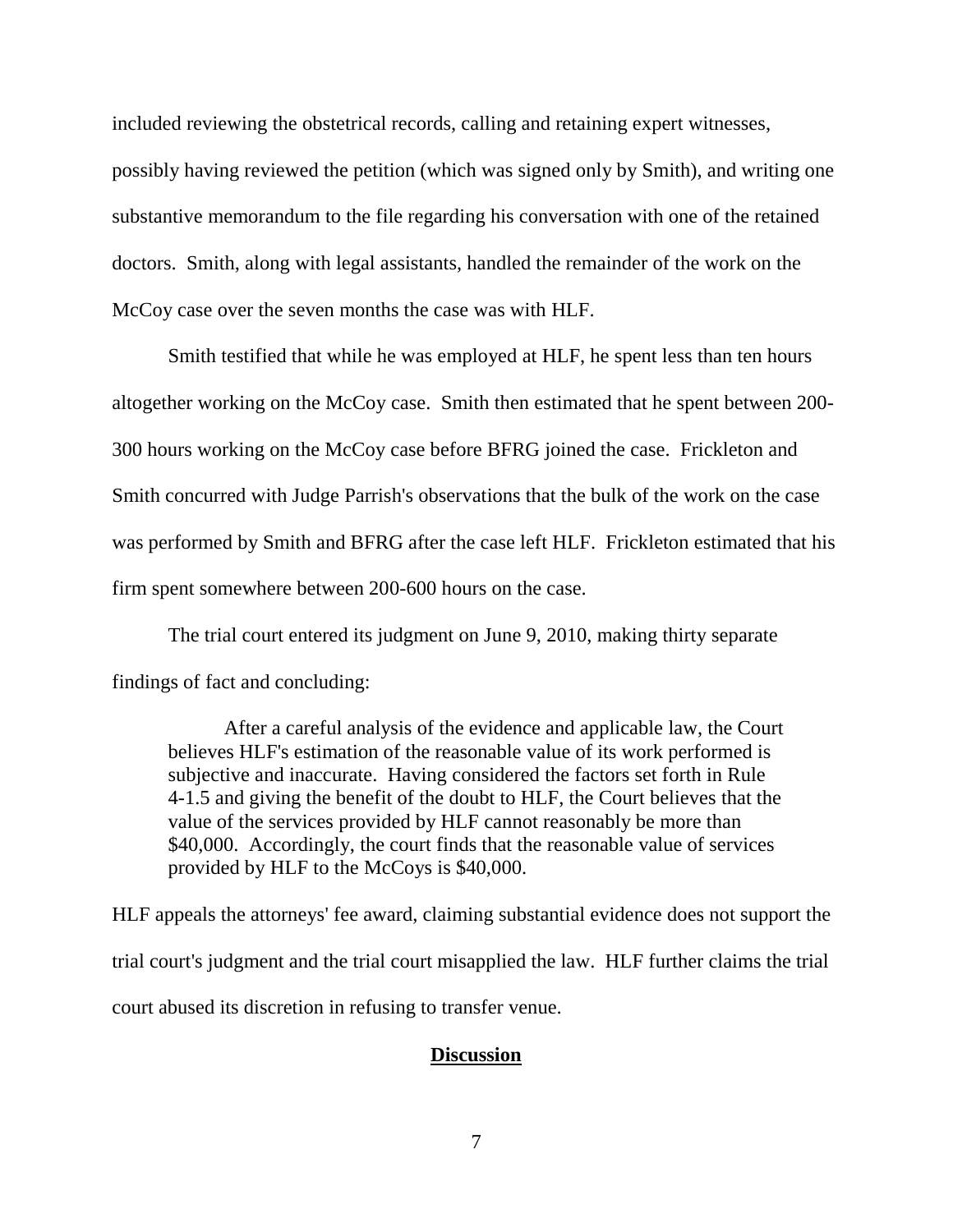included reviewing the obstetrical records, calling and retaining expert witnesses, possibly having reviewed the petition (which was signed only by Smith), and writing one substantive memorandum to the file regarding his conversation with one of the retained doctors. Smith, along with legal assistants, handled the remainder of the work on the McCoy case over the seven months the case was with HLF.

Smith testified that while he was employed at HLF, he spent less than ten hours altogether working on the McCoy case. Smith then estimated that he spent between 200-300 hours working on the McCoy case before BFRG joined the case. Frickleton and Smith concurred with Judge Parrish's observations that the bulk of the work on the case was performed by Smith and BFRG after the case left HLF. Frickleton estimated that his firm spent somewhere between 200-600 hours on the case.

The trial court entered its judgment on June 9, 2010, making thirty separate findings of fact and concluding:

> After a careful analysis of the evidence and applicable law, the Court believes HLF's estimation of the reasonable value of its work performed is subjective and inaccurate. Having considered the factors set forth in Rule 4-1.5 and giving the benefit of the doubt to HLF, the Court believes that the value of the services provided by HLF cannot reasonably be more than \$40,000. Accordingly, the court finds that the reasonable value of services provided by HLF to the McCoys is \$40,000.

HLF appeals the attorneys' fee award, claiming substantial evidence does not support the trial court's judgment and the trial court misapplied the law. HLF further claims the trial court abused its discretion in refusing to transfer venue.

## Discussion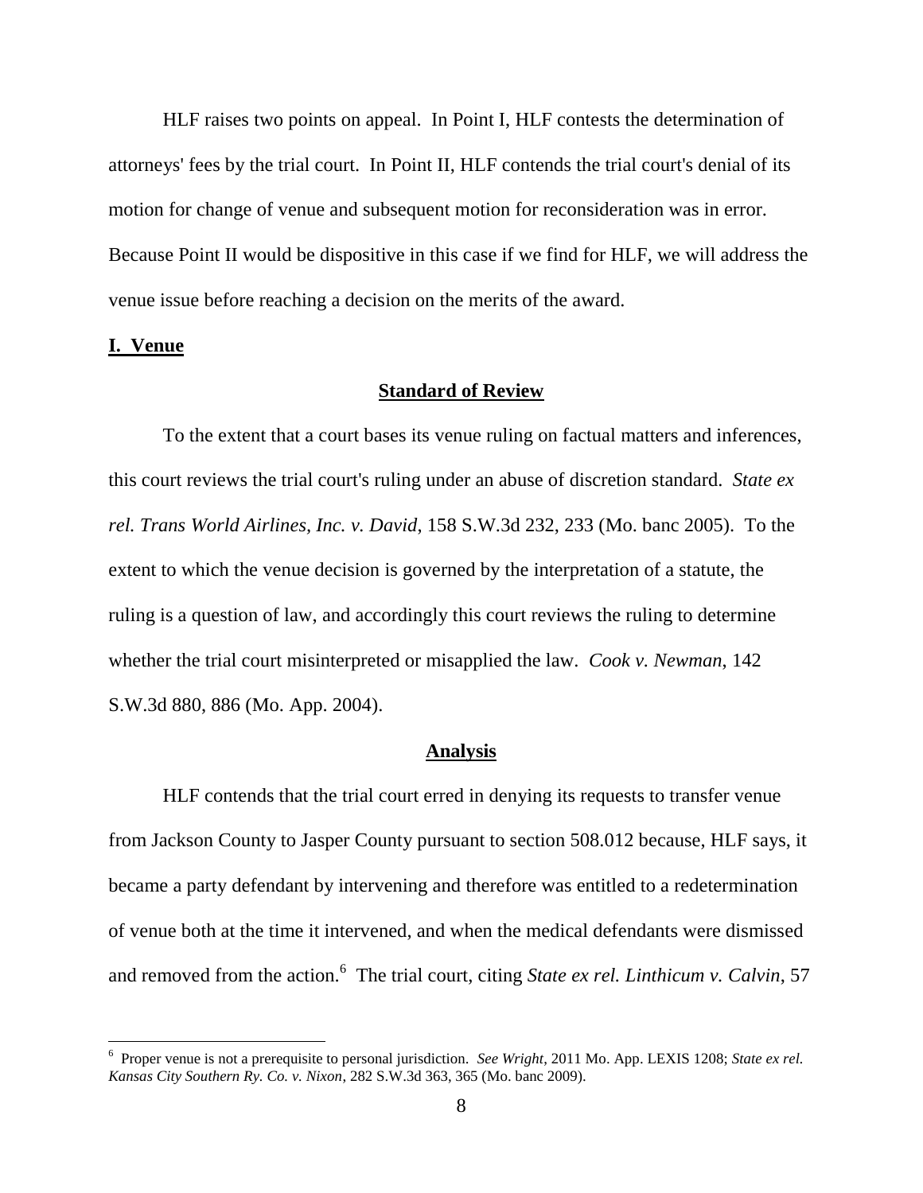HLF raises two points on appeal. In Point I, HLF contests the determination of attorneys' fees by the trial court. In Point II, HLF contends the trial court's denial of its motion for change of venue and subsequent motion for reconsideration was in error. Because Point II would be dispositive in this case if we find for HLF, we will address the venue issue before reaching a decision on the merits of the award.

## I. Venue

### Standard of Review

To the extent that a court bases its venue ruling on factual matters and inferences, this court reviews the trial court's ruling under an abuse of discretion standard. *State ex rel. Trans World Airlines, Inc. v. David*, 158 S.W.3d 232, 233 (Mo. banc 2005). To the extent to which the venue decision is governed by the interpretation of a statute, the ruling is a question of law, and accordingly this court reviews the ruling to determine whether the trial court misinterpreted or misapplied the law. *Cook v. Newman*, 142 S.W.3d 880, 886 (Mo. App. 2004).

### Analysis

HLF contends that the trial court erred in denying its requests to transfer venue from Jackson County to Jasper County pursuant to section 508.012 because, HLF says, it became a party defendant by intervening and therefore was entitled to a redetermination of venue both at the time it intervened, and when the medical defendants were dismissed and removed from the action.[6] The trial court, citing *State ex rel. Linthicum v. Calvin*, 57

---

[6] Proper venue is not a prerequisite to personal jurisdiction. *See Wright*, 2011 Mo. App. LEXIS 1208; *State ex rel. Kansas City Southern Ry. Co. v. Nixon*, 282 S.W.3d 363, 365 (Mo. banc 2009).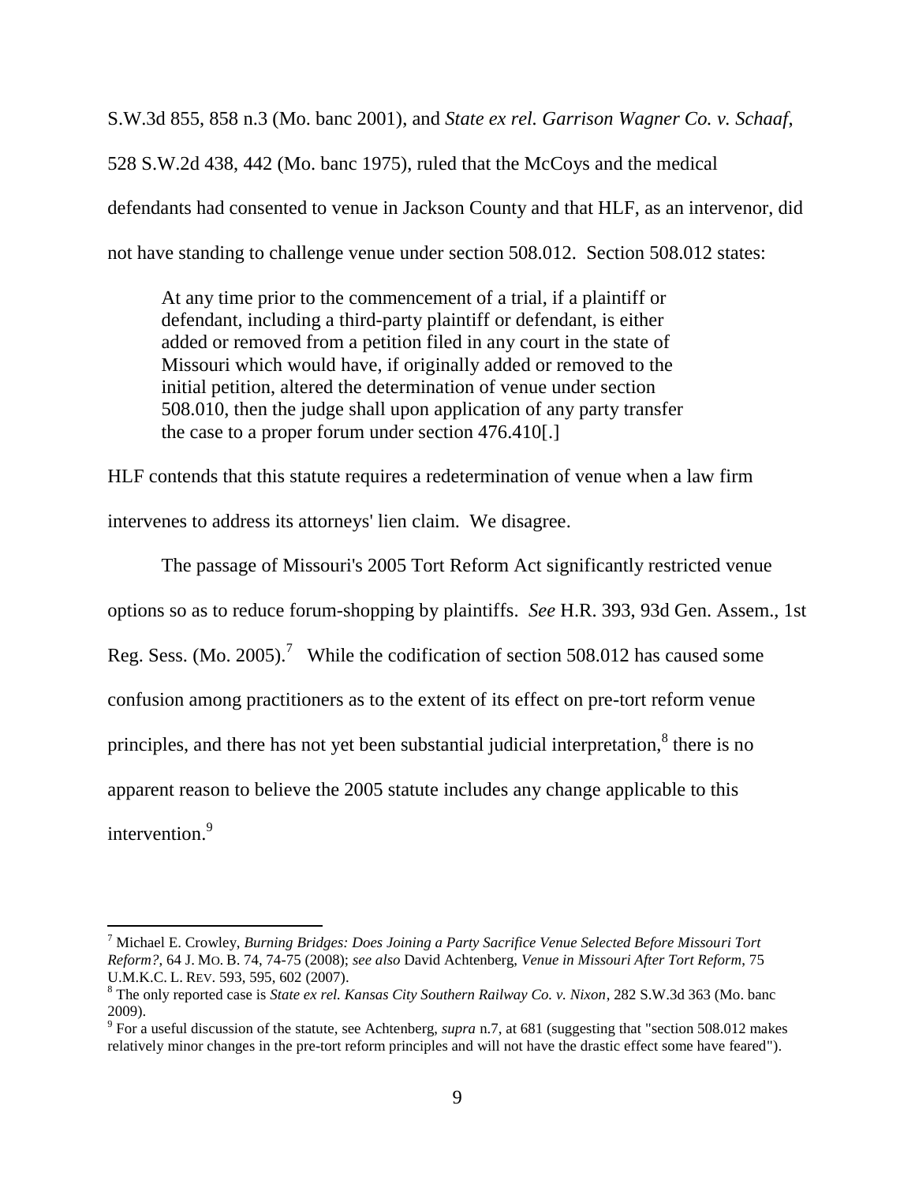S.W.3d 855, 858 n.3 (Mo. banc 2001), and *State ex rel. Garrison Wagner Co. v. Schaaf*, 528 S.W.2d 438, 442 (Mo. banc 1975), ruled that the McCoys and the medical defendants had consented to venue in Jackson County and that HLF, as an intervenor, did not have standing to challenge venue under section 508.012. Section 508.012 states:

> At any time prior to the commencement of a trial, if a plaintiff or defendant, including a third-party plaintiff or defendant, is either added or removed from a petition filed in any court in the state of Missouri which would have, if originally added or removed to the initial petition, altered the determination of venue under section 508.010, then the judge shall upon application of any party transfer the case to a proper forum under section 476.410[.]

HLF contends that this statute requires a redetermination of venue when a law firm intervenes to address its attorneys' lien claim. We disagree.

The passage of Missouri's 2005 Tort Reform Act significantly restricted venue options so as to reduce forum-shopping by plaintiffs. *See* H.R. 393, 93d Gen. Assem., 1st Reg. Sess. (Mo. 2005).[7] While the codification of section 508.012 has caused some confusion among practitioners as to the extent of its effect on pre-tort reform venue principles, and there has not yet been substantial judicial interpretation,[8] there is no apparent reason to believe the 2005 statute includes any change applicable to this intervention.[9]

---

[7] Michael E. Crowley, *Burning Bridges: Does Joining a Party Sacrifice Venue Selected Before Missouri Tort Reform?*, 64 J. MO. B. 74, 74-75 (2008); *see also* David Achtenberg, *Venue in Missouri After Tort Reform*, 75 U.M.K.C. L. REV. 593, 595, 602 (2007).

[8] The only reported case is *State ex rel. Kansas City Southern Railway Co. v. Nixon*, 282 S.W.3d 363 (Mo. banc 2009).

[9] For a useful discussion of the statute, see Achtenberg, *supra* n.7, at 681 (suggesting that "section 508.012 makes relatively minor changes in the pre-tort reform principles and will not have the drastic effect some have feared").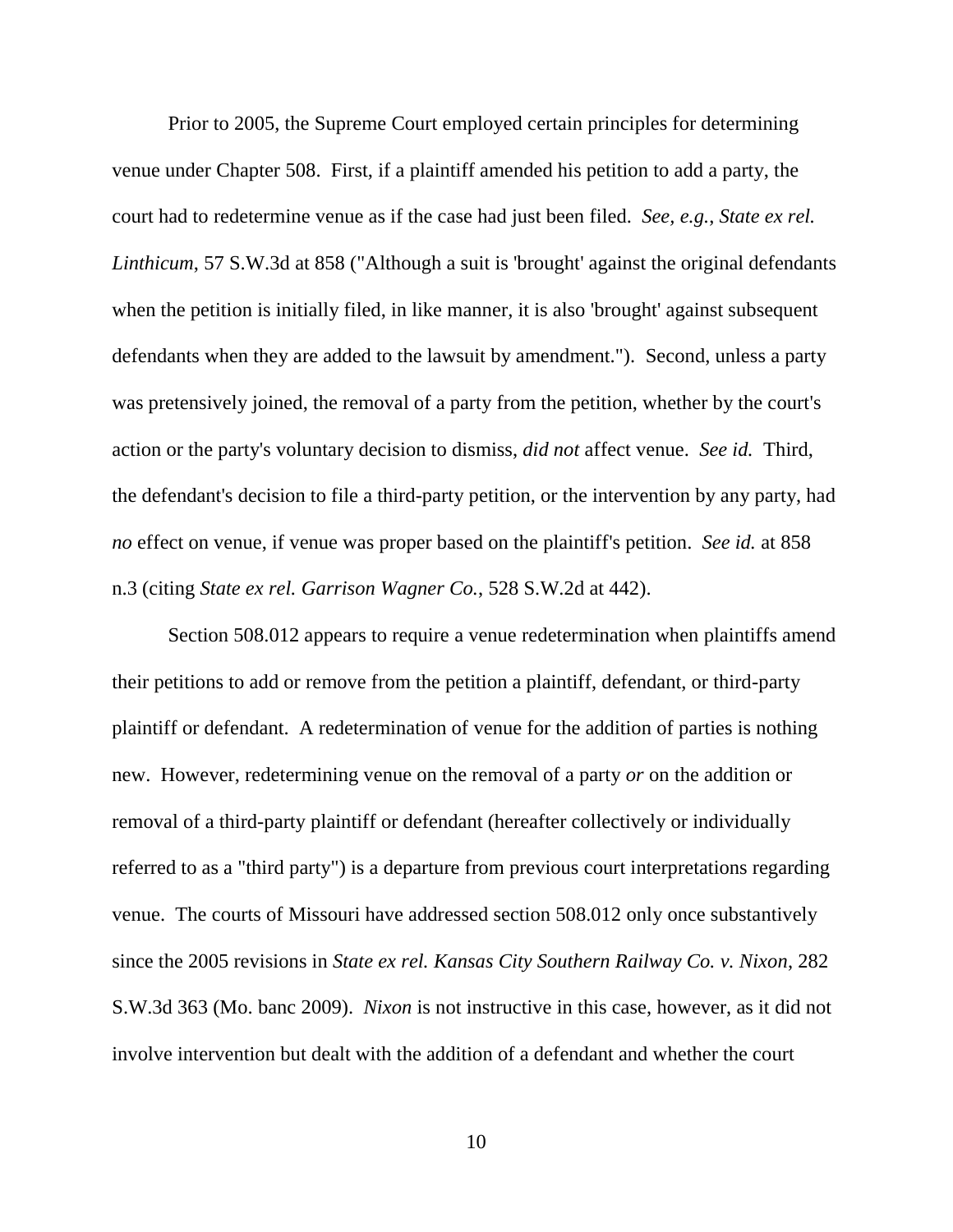Prior to 2005, the Supreme Court employed certain principles for determining venue under Chapter 508. First, if a plaintiff amended his petition to add a party, the court had to redetermine venue as if the case had just been filed. *See, e.g.*, *State ex rel. Linthicum*, 57 S.W.3d at 858 ("Although a suit is 'brought' against the original defendants when the petition is initially filed, in like manner, it is also 'brought' against subsequent defendants when they are added to the lawsuit by amendment."). Second, unless a party was pretensively joined, the removal of a party from the petition, whether by the court's action or the party's voluntary decision to dismiss, *did not* affect venue. *See id.* Third, the defendant's decision to file a third-party petition, or the intervention by any party, had *no* effect on venue, if venue was proper based on the plaintiff's petition. *See id.* at 858 n.3 (citing *State ex rel. Garrison Wagner Co.*, 528 S.W.2d at 442).

Section 508.012 appears to require a venue redetermination when plaintiffs amend their petitions to add or remove from the petition a plaintiff, defendant, or third-party plaintiff or defendant. A redetermination of venue for the addition of parties is nothing new. However, redetermining venue on the removal of a party *or* on the addition or removal of a third-party plaintiff or defendant (hereafter collectively or individually referred to as a "third party") is a departure from previous court interpretations regarding venue. The courts of Missouri have addressed section 508.012 only once substantively since the 2005 revisions in *State ex rel. Kansas City Southern Railway Co. v. Nixon*, 282 S.W.3d 363 (Mo. banc 2009). *Nixon* is not instructive in this case, however, as it did not involve intervention but dealt with the addition of a defendant and whether the court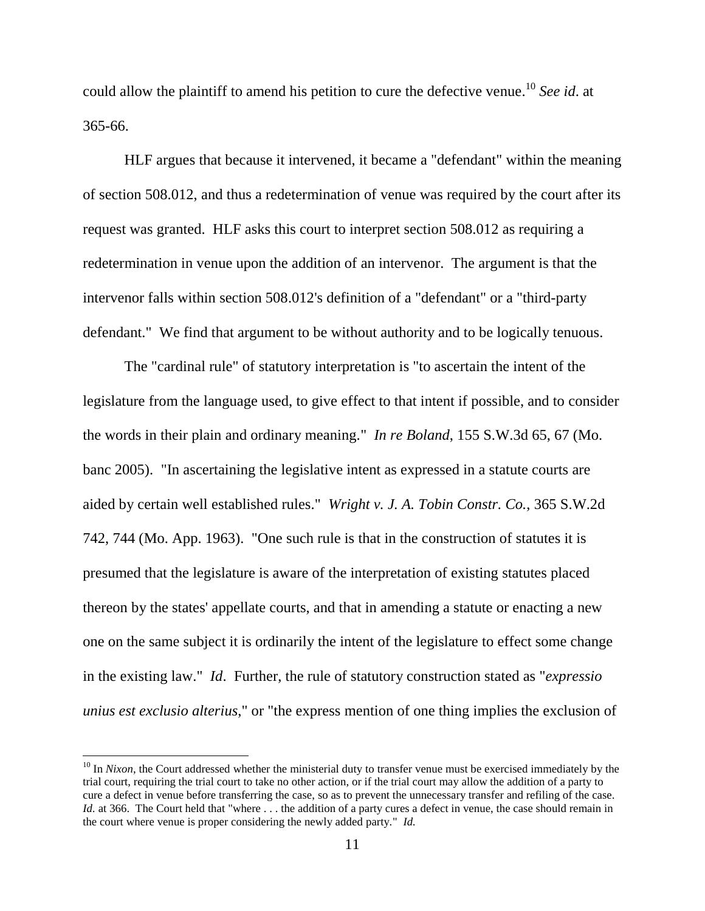could allow the plaintiff to amend his petition to cure the defective venue.[10] *See id*. at 365-66.

HLF argues that because it intervened, it became a "defendant" within the meaning of section 508.012, and thus a redetermination of venue was required by the court after its request was granted. HLF asks this court to interpret section 508.012 as requiring a redetermination in venue upon the addition of an intervenor. The argument is that the intervenor falls within section 508.012's definition of a "defendant" or a "third-party defendant." We find that argument to be without authority and to be logically tenuous.

The "cardinal rule" of statutory interpretation is "to ascertain the intent of the legislature from the language used, to give effect to that intent if possible, and to consider the words in their plain and ordinary meaning." *In re Boland*, 155 S.W.3d 65, 67 (Mo. banc 2005). "In ascertaining the legislative intent as expressed in a statute courts are aided by certain well established rules." *Wright v. J. A. Tobin Constr. Co.*, 365 S.W.2d 742, 744 (Mo. App. 1963). "One such rule is that in the construction of statutes it is presumed that the legislature is aware of the interpretation of existing statutes placed thereon by the states' appellate courts, and that in amending a statute or enacting a new one on the same subject it is ordinarily the intent of the legislature to effect some change in the existing law." *Id*. Further, the rule of statutory construction stated as "*expressio unius est exclusio alterius*," or "the express mention of one thing implies the exclusion of

---

[10] In *Nixon*, the Court addressed whether the ministerial duty to transfer venue must be exercised immediately by the trial court, requiring the trial court to take no other action, or if the trial court may allow the addition of a party to cure a defect in venue before transferring the case, so as to prevent the unnecessary transfer and refiling of the case. *Id.* at 366. The Court held that "where . . . the addition of a party cures a defect in venue, the case should remain in the court where venue is proper considering the newly added party." *Id.*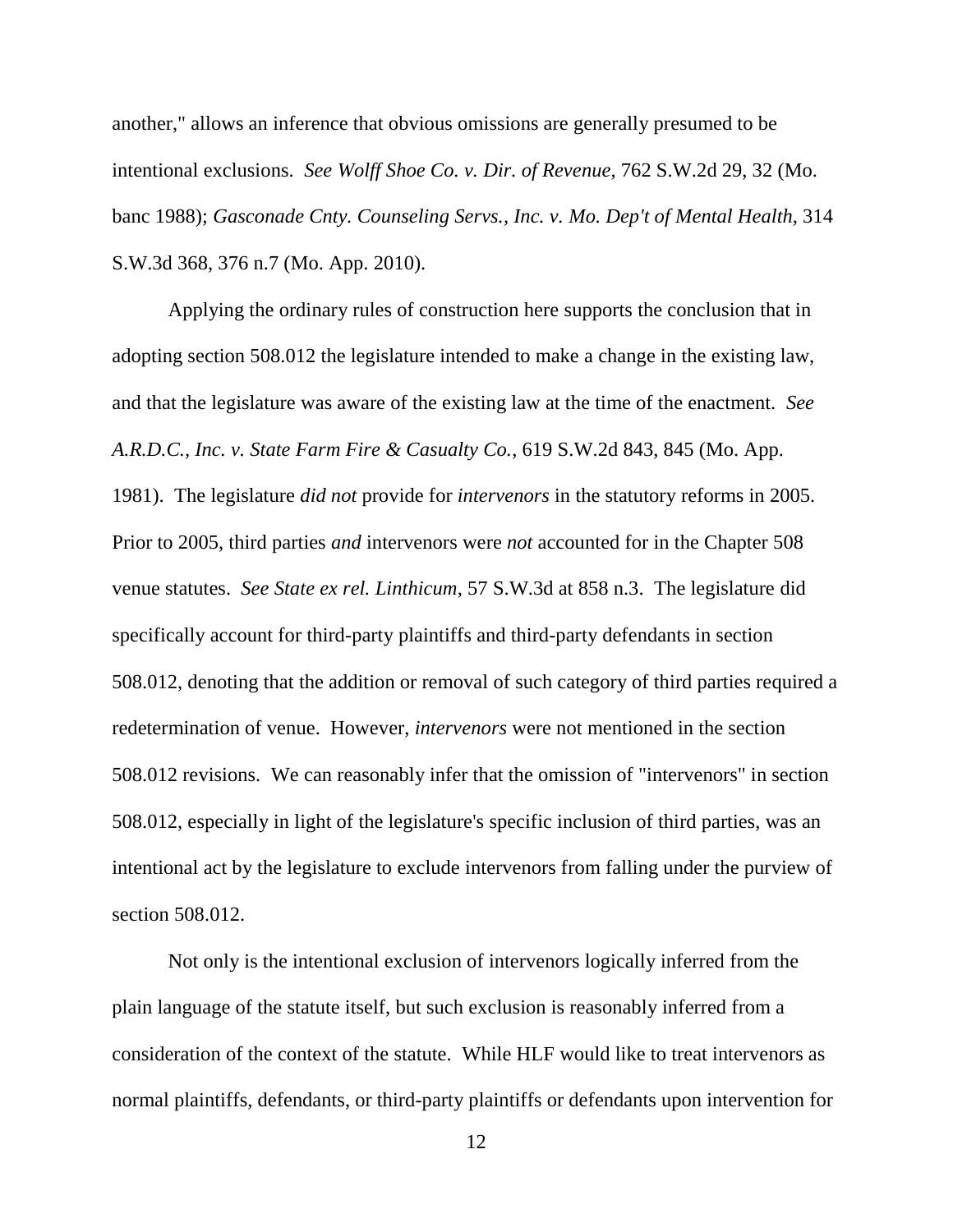another," allows an inference that obvious omissions are generally presumed to be intentional exclusions. *See Wolff Shoe Co. v. Dir. of Revenue*, 762 S.W.2d 29, 32 (Mo. banc 1988); *Gasconade Cnty. Counseling Servs., Inc. v. Mo. Dep't of Mental Health*, 314 S.W.3d 368, 376 n.7 (Mo. App. 2010).

Applying the ordinary rules of construction here supports the conclusion that in adopting section 508.012 the legislature intended to make a change in the existing law, and that the legislature was aware of the existing law at the time of the enactment. *See A.R.D.C., Inc. v. State Farm Fire & Casualty Co.*, 619 S.W.2d 843, 845 (Mo. App. 1981). The legislature *did not* provide for *intervenors* in the statutory reforms in 2005. Prior to 2005, third parties *and* intervenors were *not* accounted for in the Chapter 508 venue statutes. *See State ex rel. Linthicum*, 57 S.W.3d at 858 n.3. The legislature did specifically account for third-party plaintiffs and third-party defendants in section 508.012, denoting that the addition or removal of such category of third parties required a redetermination of venue. However, *intervenors* were not mentioned in the section 508.012 revisions. We can reasonably infer that the omission of "intervenors" in section 508.012, especially in light of the legislature's specific inclusion of third parties, was an intentional act by the legislature to exclude intervenors from falling under the purview of section 508.012.

Not only is the intentional exclusion of intervenors logically inferred from the plain language of the statute itself, but such exclusion is reasonably inferred from a consideration of the context of the statute. While HLF would like to treat intervenors as normal plaintiffs, defendants, or third-party plaintiffs or defendants upon intervention for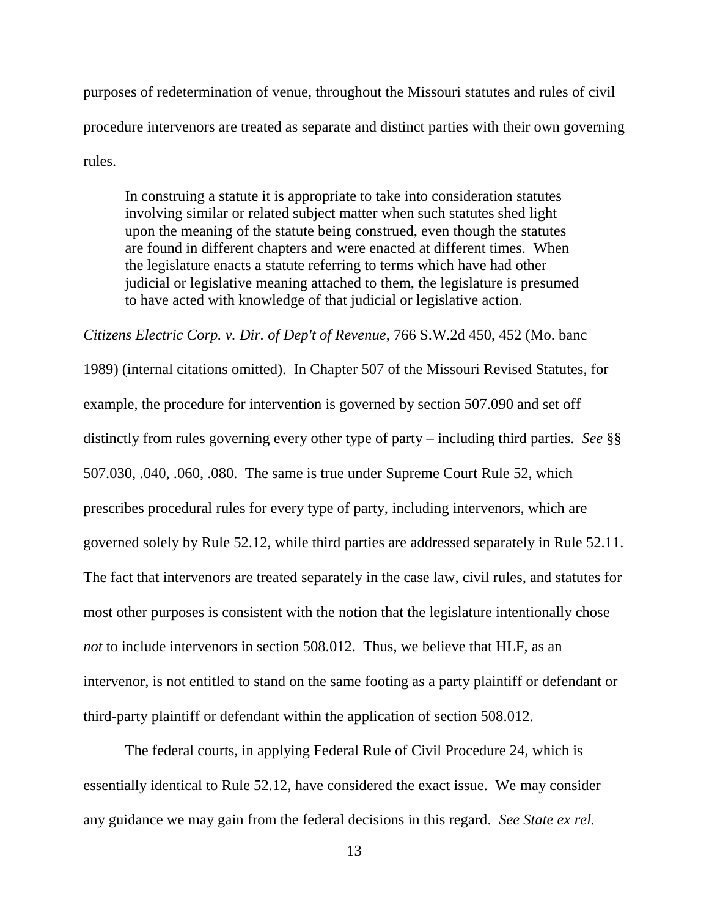purposes of redetermination of venue, throughout the Missouri statutes and rules of civil procedure intervenors are treated as separate and distinct parties with their own governing rules.

> In construing a statute it is appropriate to take into consideration statutes involving similar or related subject matter when such statutes shed light upon the meaning of the statute being construed, even though the statutes are found in different chapters and were enacted at different times. When the legislature enacts a statute referring to terms which have had other judicial or legislative meaning attached to them, the legislature is presumed to have acted with knowledge of that judicial or legislative action.

*Citizens Electric Corp. v. Dir. of Dep't of Revenue*, 766 S.W.2d 450, 452 (Mo. banc 1989) (internal citations omitted). In Chapter 507 of the Missouri Revised Statutes, for example, the procedure for intervention is governed by section 507.090 and set off distinctly from rules governing every other type of party – including third parties. *See* §§ 507.030, .040, .060, .080. The same is true under Supreme Court Rule 52, which prescribes procedural rules for every type of party, including intervenors, which are governed solely by Rule 52.12, while third parties are addressed separately in Rule 52.11. The fact that intervenors are treated separately in the case law, civil rules, and statutes for most other purposes is consistent with the notion that the legislature intentionally chose *not* to include intervenors in section 508.012. Thus, we believe that HLF, as an intervenor, is not entitled to stand on the same footing as a party plaintiff or defendant or third-party plaintiff or defendant within the application of section 508.012.

The federal courts, in applying Federal Rule of Civil Procedure 24, which is essentially identical to Rule 52.12, have considered the exact issue. We may consider any guidance we may gain from the federal decisions in this regard. *See State ex rel.*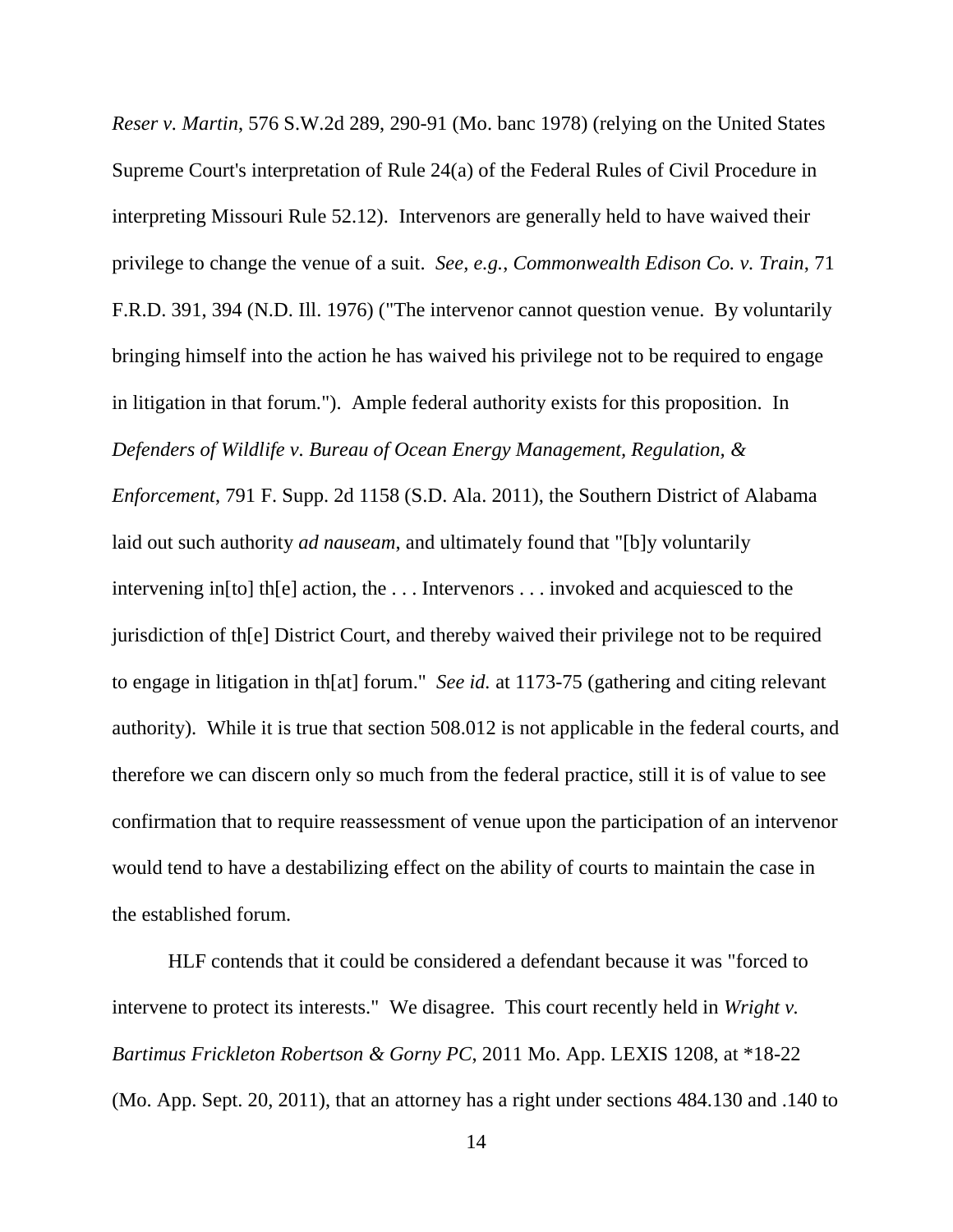*Reser v. Martin*, 576 S.W.2d 289, 290-91 (Mo. banc 1978) (relying on the United States Supreme Court's interpretation of Rule 24(a) of the Federal Rules of Civil Procedure in interpreting Missouri Rule 52.12). Intervenors are generally held to have waived their privilege to change the venue of a suit. *See, e.g.*, *Commonwealth Edison Co. v. Train*, 71 F.R.D. 391, 394 (N.D. Ill. 1976) ("The intervenor cannot question venue. By voluntarily bringing himself into the action he has waived his privilege not to be required to engage in litigation in that forum."). Ample federal authority exists for this proposition. In *Defenders of Wildlife v. Bureau of Ocean Energy Management, Regulation, & Enforcement*, 791 F. Supp. 2d 1158 (S.D. Ala. 2011), the Southern District of Alabama laid out such authority *ad nauseam*, and ultimately found that "[b]y voluntarily intervening in[to] th[e] action, the . . . Intervenors . . . invoked and acquiesced to the jurisdiction of th[e] District Court, and thereby waived their privilege not to be required to engage in litigation in th[at] forum." *See id.* at 1173-75 (gathering and citing relevant authority). While it is true that section 508.012 is not applicable in the federal courts, and therefore we can discern only so much from the federal practice, still it is of value to see confirmation that to require reassessment of venue upon the participation of an intervenor would tend to have a destabilizing effect on the ability of courts to maintain the case in the established forum.

HLF contends that it could be considered a defendant because it was "forced to intervene to protect its interests." We disagree. This court recently held in *Wright v. Bartimus Frickleton Robertson & Gorny PC*, 2011 Mo. App. LEXIS 1208, at *18-22 (Mo. App. Sept. 20, 2011), that an attorney has a right under sections 484.130 and .140 to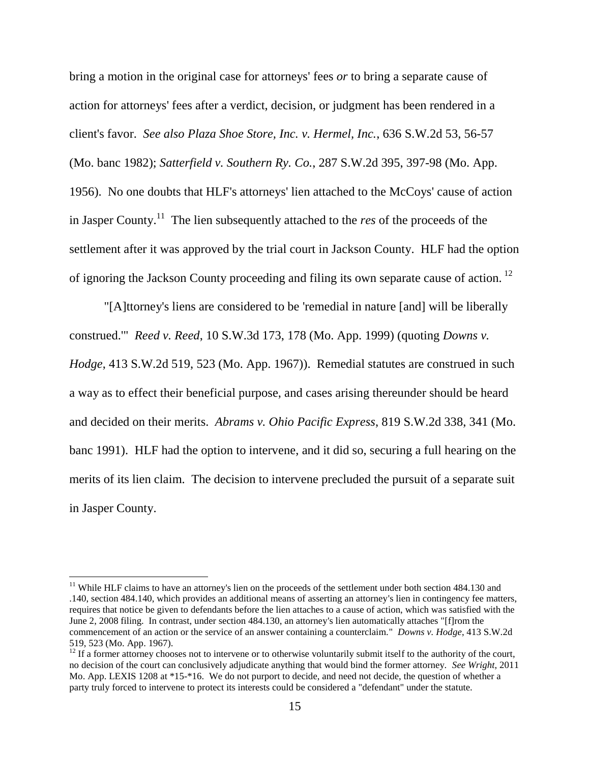bring a motion in the original case for attorneys' fees *or* to bring a separate cause of action for attorneys' fees after a verdict, decision, or judgment has been rendered in a client's favor. *See also Plaza Shoe Store, Inc. v. Hermel, Inc.*, 636 S.W.2d 53, 56-57 (Mo. banc 1982); *Satterfield v. Southern Ry. Co.*, 287 S.W.2d 395, 397-98 (Mo. App. 1956). No one doubts that HLF's attorneys' lien attached to the McCoys' cause of action in Jasper County.[11] The lien subsequently attached to the *res* of the proceeds of the settlement after it was approved by the trial court in Jackson County. HLF had the option of ignoring the Jackson County proceeding and filing its own separate cause of action.[12]

"[A]ttorney's liens are considered to be 'remedial in nature [and] will be liberally construed.'" *Reed v. Reed*, 10 S.W.3d 173, 178 (Mo. App. 1999) (quoting *Downs v. Hodge*, 413 S.W.2d 519, 523 (Mo. App. 1967)). Remedial statutes are construed in such a way as to effect their beneficial purpose, and cases arising thereunder should be heard and decided on their merits. *Abrams v. Ohio Pacific Express*, 819 S.W.2d 338, 341 (Mo. banc 1991). HLF had the option to intervene, and it did so, securing a full hearing on the merits of its lien claim. The decision to intervene precluded the pursuit of a separate suit in Jasper County.

---

[11] While HLF claims to have an attorney's lien on the proceeds of the settlement under both section 484.130 and .140, section 484.140, which provides an additional means of asserting an attorney's lien in contingency fee matters, requires that notice be given to defendants before the lien attaches to a cause of action, which was satisfied with the June 2, 2008 filing. In contrast, under section 484.130, an attorney's lien automatically attaches "[f]rom the commencement of an action or the service of an answer containing a counterclaim." *Downs v. Hodge*, 413 S.W.2d 519, 523 (Mo. App. 1967).

[12] If a former attorney chooses not to intervene or to otherwise voluntarily submit itself to the authority of the court, no decision of the court can conclusively adjudicate anything that would bind the former attorney. *See Wright*, 2011 Mo. App. LEXIS 1208 at *15-*16. We do not purport to decide, and need not decide, the question of whether a party truly forced to intervene to protect its interests could be considered a "defendant" under the statute.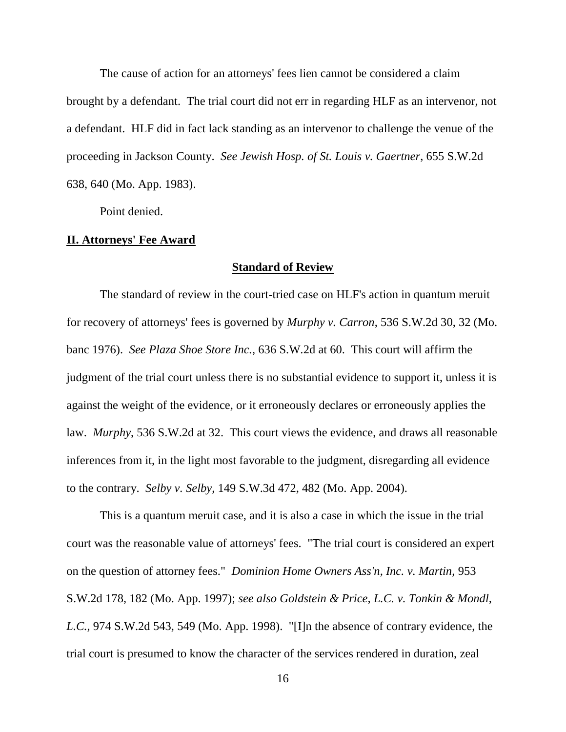The cause of action for an attorneys' fees lien cannot be considered a claim brought by a defendant. The trial court did not err in regarding HLF as an intervenor, not a defendant. HLF did in fact lack standing as an intervenor to challenge the venue of the proceeding in Jackson County. *See Jewish Hosp. of St. Louis v. Gaertner*, 655 S.W.2d 638, 640 (Mo. App. 1983).

Point denied.

## **II. Attorneys' Fee Award**

### **Standard of Review**

The standard of review in the court-tried case on HLF's action in quantum meruit for recovery of attorneys' fees is governed by *Murphy v. Carron*, 536 S.W.2d 30, 32 (Mo. banc 1976). *See Plaza Shoe Store Inc.*, 636 S.W.2d at 60. This court will affirm the judgment of the trial court unless there is no substantial evidence to support it, unless it is against the weight of the evidence, or it erroneously declares or erroneously applies the law. *Murphy*, 536 S.W.2d at 32. This court views the evidence, and draws all reasonable inferences from it, in the light most favorable to the judgment, disregarding all evidence to the contrary. *Selby v. Selby*, 149 S.W.3d 472, 482 (Mo. App. 2004).

This is a quantum meruit case, and it is also a case in which the issue in the trial court was the reasonable value of attorneys' fees. "The trial court is considered an expert on the question of attorney fees." *Dominion Home Owners Ass'n, Inc. v. Martin*, 953 S.W.2d 178, 182 (Mo. App. 1997); *see also Goldstein & Price, L.C. v. Tonkin & Mondl, L.C.*, 974 S.W.2d 543, 549 (Mo. App. 1998). "[I]n the absence of contrary evidence, the trial court is presumed to know the character of the services rendered in duration, zeal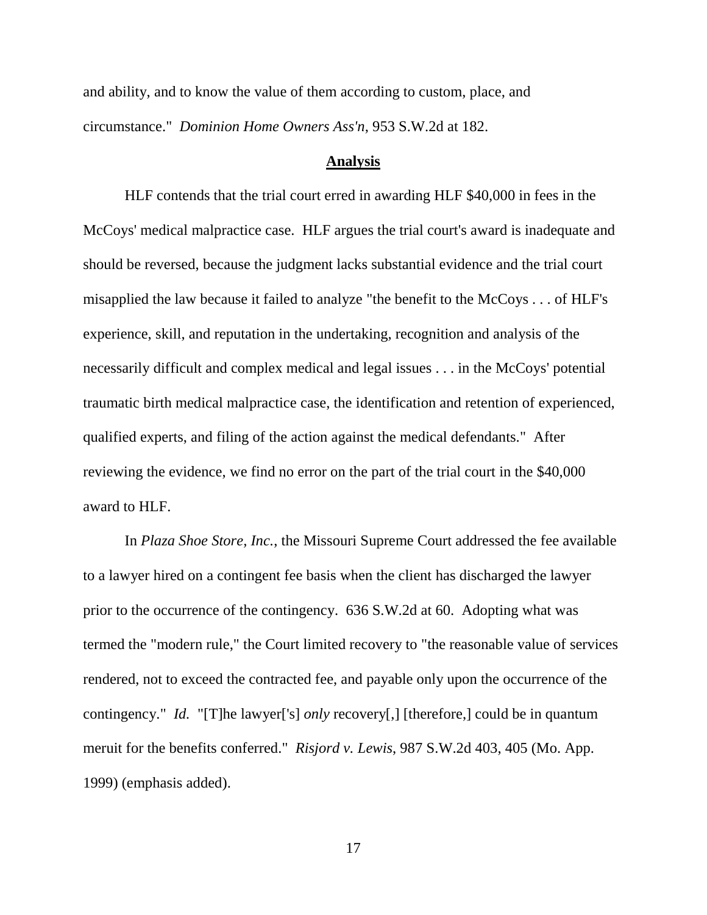and ability, and to know the value of them according to custom, place, and circumstance." *Dominion Home Owners Ass'n*, 953 S.W.2d at 182.

**Analysis**

HLF contends that the trial court erred in awarding HLF $40,000 in fees in the McCoys' medical malpractice case. HLF argues the trial court's award is inadequate and should be reversed, because the judgment lacks substantial evidence and the trial court misapplied the law because it failed to analyze "the benefit to the McCoys . . . of HLF's experience, skill, and reputation in the undertaking, recognition and analysis of the necessarily difficult and complex medical and legal issues . . . in the McCoys' potential traumatic birth medical malpractice case, the identification and retention of experienced, qualified experts, and filing of the action against the medical defendants." After reviewing the evidence, we find no error on the part of the trial court in the $40,000 award to HLF.

In *Plaza Shoe Store, Inc.*, the Missouri Supreme Court addressed the fee available to a lawyer hired on a contingent fee basis when the client has discharged the lawyer prior to the occurrence of the contingency. 636 S.W.2d at 60. Adopting what was termed the "modern rule," the Court limited recovery to "the reasonable value of services rendered, not to exceed the contracted fee, and payable only upon the occurrence of the contingency." *Id.* "[T]he lawyer['s] *only* recovery[,] [therefore,] could be in quantum meruit for the benefits conferred." *Risjord v. Lewis*, 987 S.W.2d 403, 405 (Mo. App. 1999) (emphasis added).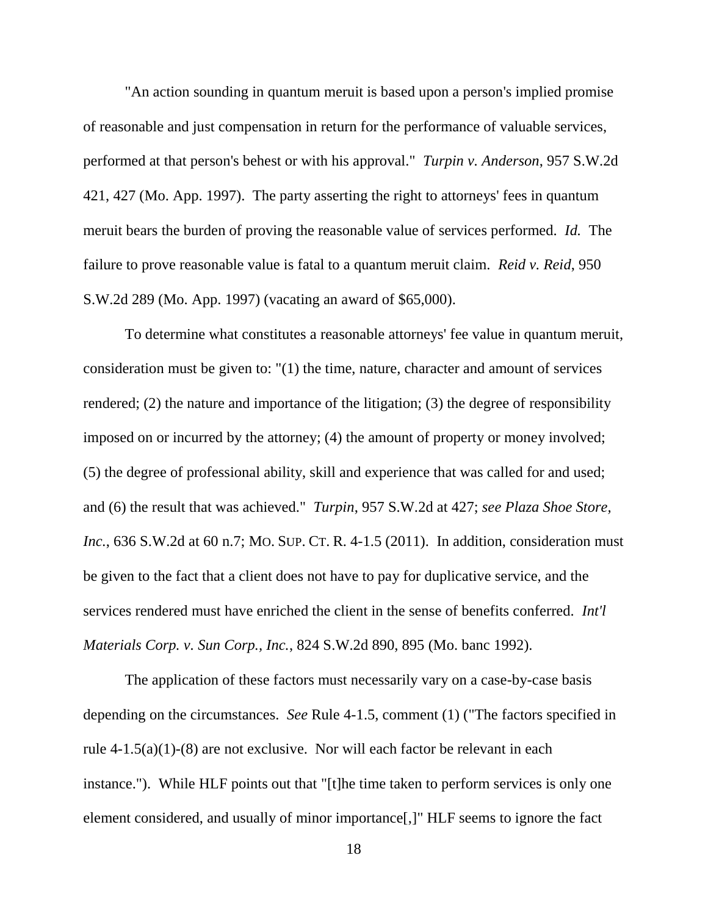"An action sounding in quantum meruit is based upon a person's implied promise of reasonable and just compensation in return for the performance of valuable services, performed at that person's behest or with his approval." *Turpin v. Anderson*, 957 S.W.2d 421, 427 (Mo. App. 1997). The party asserting the right to attorneys' fees in quantum meruit bears the burden of proving the reasonable value of services performed. *Id.* The failure to prove reasonable value is fatal to a quantum meruit claim. *Reid v. Reid*, 950 S.W.2d 289 (Mo. App. 1997) (vacating an award of $65,000).

To determine what constitutes a reasonable attorneys' fee value in quantum meruit, consideration must be given to: "(1) the time, nature, character and amount of services rendered; (2) the nature and importance of the litigation; (3) the degree of responsibility imposed on or incurred by the attorney; (4) the amount of property or money involved; (5) the degree of professional ability, skill and experience that was called for and used; and (6) the result that was achieved." *Turpin*, 957 S.W.2d at 427; *see Plaza Shoe Store, Inc.*, 636 S.W.2d at 60 n.7; MO. SUP. CT. R. 4-1.5 (2011). In addition, consideration must be given to the fact that a client does not have to pay for duplicative service, and the services rendered must have enriched the client in the sense of benefits conferred. *Int'l Materials Corp. v. Sun Corp., Inc.*, 824 S.W.2d 890, 895 (Mo. banc 1992).

The application of these factors must necessarily vary on a case-by-case basis depending on the circumstances. *See* Rule 4-1.5, comment (1) ("The factors specified in rule 4-1.5(a)(1)-(8) are not exclusive. Nor will each factor be relevant in each instance."). While HLF points out that "[t]he time taken to perform services is only one element considered, and usually of minor importance[,]" HLF seems to ignore the fact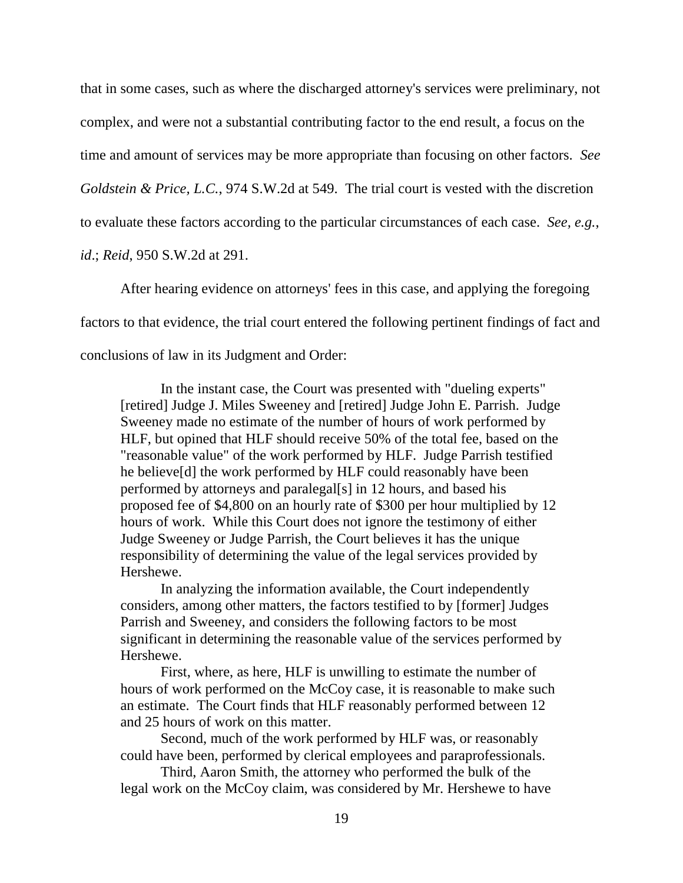that in some cases, such as where the discharged attorney's services were preliminary, not complex, and were not a substantial contributing factor to the end result, a focus on the time and amount of services may be more appropriate than focusing on other factors. *See Goldstein & Price, L.C.*, 974 S.W.2d at 549. The trial court is vested with the discretion to evaluate these factors according to the particular circumstances of each case. *See, e.g.*, *id*.; *Reid*, 950 S.W.2d at 291.

After hearing evidence on attorneys' fees in this case, and applying the foregoing factors to that evidence, the trial court entered the following pertinent findings of fact and conclusions of law in its Judgment and Order:

> In the instant case, the Court was presented with "dueling experts" [retired] Judge J. Miles Sweeney and [retired] Judge John E. Parrish. Judge Sweeney made no estimate of the number of hours of work performed by HLF, but opined that HLF should receive 50% of the total fee, based on the "reasonable value" of the work performed by HLF. Judge Parrish testified he believe[d] the work performed by HLF could reasonably have been performed by attorneys and paralegal[s] in 12 hours, and based his proposed fee of $4,800 on an hourly rate of $300 per hour multiplied by 12 hours of work. While this Court does not ignore the testimony of either Judge Sweeney or Judge Parrish, the Court believes it has the unique responsibility of determining the value of the legal services provided by Hershewe.
>
> In analyzing the information available, the Court independently considers, among other matters, the factors testified to by [former] Judges Parrish and Sweeney, and considers the following factors to be most significant in determining the reasonable value of the services performed by Hershewe.
>
> First, where, as here, HLF is unwilling to estimate the number of hours of work performed on the McCoy case, it is reasonable to make such an estimate. The Court finds that HLF reasonably performed between 12 and 25 hours of work on this matter.
>
> Second, much of the work performed by HLF was, or reasonably could have been, performed by clerical employees and paraprofessionals.
>
> Third, Aaron Smith, the attorney who performed the bulk of the legal work on the McCoy claim, was considered by Mr. Hershewe to have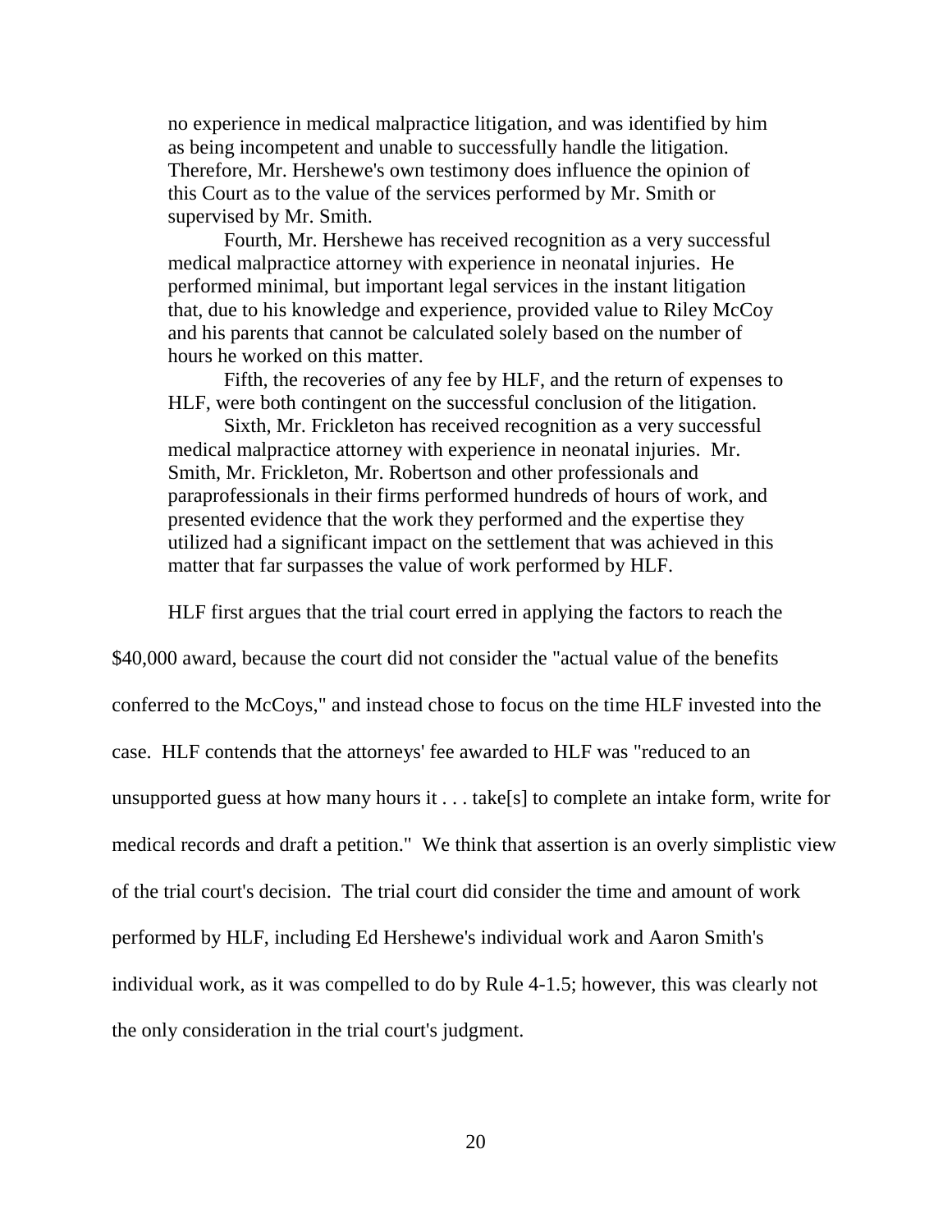> no experience in medical malpractice litigation, and was identified by him as being incompetent and unable to successfully handle the litigation. Therefore, Mr. Hershewe's own testimony does influence the opinion of this Court as to the value of the services performed by Mr. Smith or supervised by Mr. Smith.
>
> Fourth, Mr. Hershewe has received recognition as a very successful medical malpractice attorney with experience in neonatal injuries. He performed minimal, but important legal services in the instant litigation that, due to his knowledge and experience, provided value to Riley McCoy and his parents that cannot be calculated solely based on the number of hours he worked on this matter.
>
> Fifth, the recoveries of any fee by HLF, and the return of expenses to HLF, were both contingent on the successful conclusion of the litigation.
>
> Sixth, Mr. Frickleton has received recognition as a very successful medical malpractice attorney with experience in neonatal injuries. Mr. Smith, Mr. Frickleton, Mr. Robertson and other professionals and paraprofessionals in their firms performed hundreds of hours of work, and presented evidence that the work they performed and the expertise they utilized had a significant impact on the settlement that was achieved in this matter that far surpasses the value of work performed by HLF.

HLF first argues that the trial court erred in applying the factors to reach the $40,000 award, because the court did not consider the "actual value of the benefits conferred to the McCoys," and instead chose to focus on the time HLF invested into the case. HLF contends that the attorneys' fee awarded to HLF was "reduced to an unsupported guess at how many hours it . . . take[s] to complete an intake form, write for medical records and draft a petition." We think that assertion is an overly simplistic view of the trial court's decision. The trial court did consider the time and amount of work performed by HLF, including Ed Hershewe's individual work and Aaron Smith's individual work, as it was compelled to do by Rule 4-1.5; however, this was clearly not the only consideration in the trial court's judgment.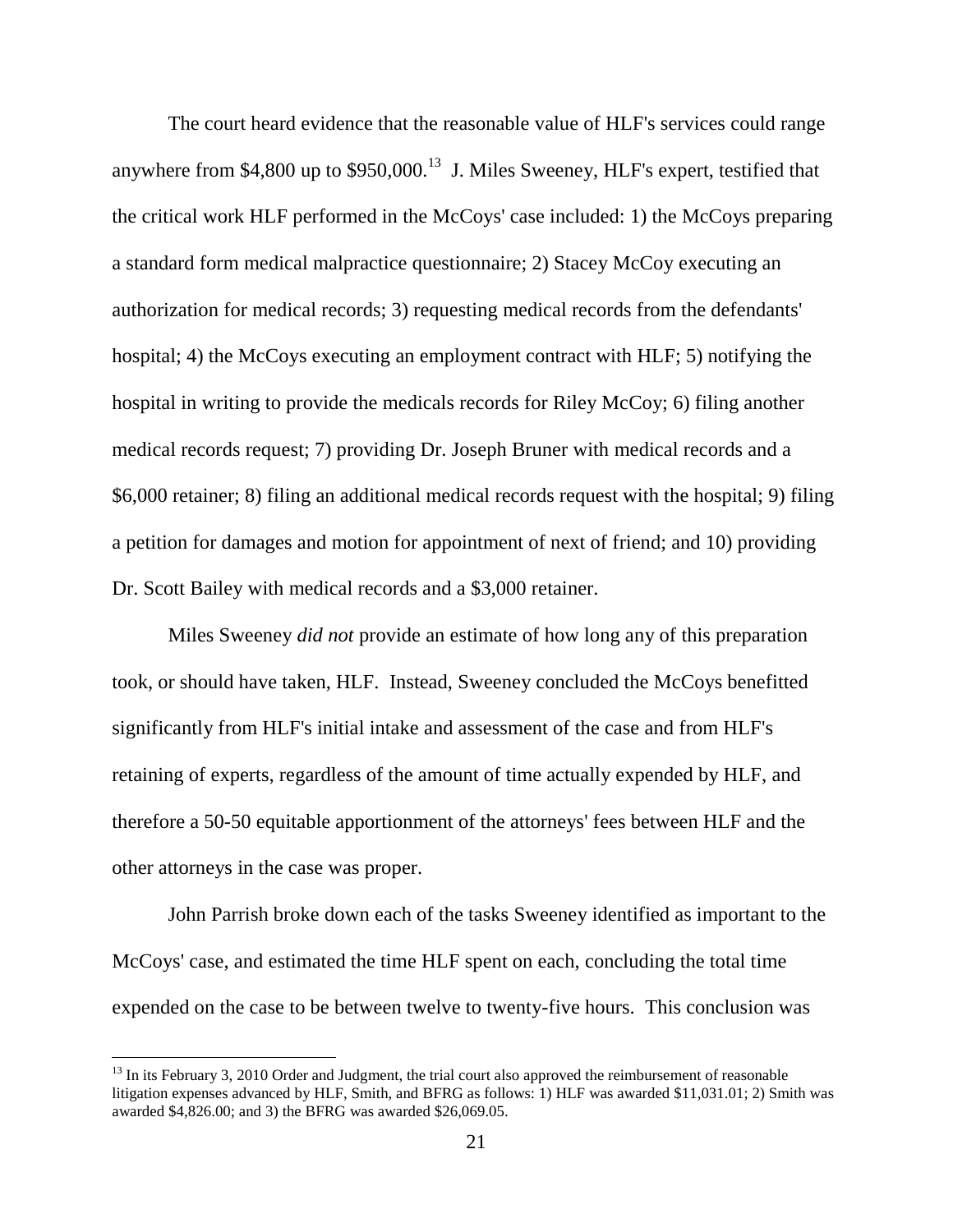The court heard evidence that the reasonable value of HLF's services could range anywhere from $4,800 up to $950,000.[13] J. Miles Sweeney, HLF's expert, testified that the critical work HLF performed in the McCoys' case included: 1) the McCoys preparing a standard form medical malpractice questionnaire; 2) Stacey McCoy executing an authorization for medical records; 3) requesting medical records from the defendants' hospital; 4) the McCoys executing an employment contract with HLF; 5) notifying the hospital in writing to provide the medicals records for Riley McCoy; 6) filing another medical records request; 7) providing Dr. Joseph Bruner with medical records and a $6,000 retainer; 8) filing an additional medical records request with the hospital; 9) filing a petition for damages and motion for appointment of next of friend; and 10) providing Dr. Scott Bailey with medical records and a $3,000 retainer.

Miles Sweeney *did not* provide an estimate of how long any of this preparation took, or should have taken, HLF. Instead, Sweeney concluded the McCoys benefitted significantly from HLF's initial intake and assessment of the case and from HLF's retaining of experts, regardless of the amount of time actually expended by HLF, and therefore a 50-50 equitable apportionment of the attorneys' fees between HLF and the other attorneys in the case was proper.

John Parrish broke down each of the tasks Sweeney identified as important to the McCoys' case, and estimated the time HLF spent on each, concluding the total time expended on the case to be between twelve to twenty-five hours. This conclusion was

[13] In its February 3, 2010 Order and Judgment, the trial court also approved the reimbursement of reasonable litigation expenses advanced by HLF, Smith, and BFRG as follows: 1) HLF was awarded $11,031.01; 2) Smith was awarded $4,826.00; and 3) the BFRG was awarded $26,069.05.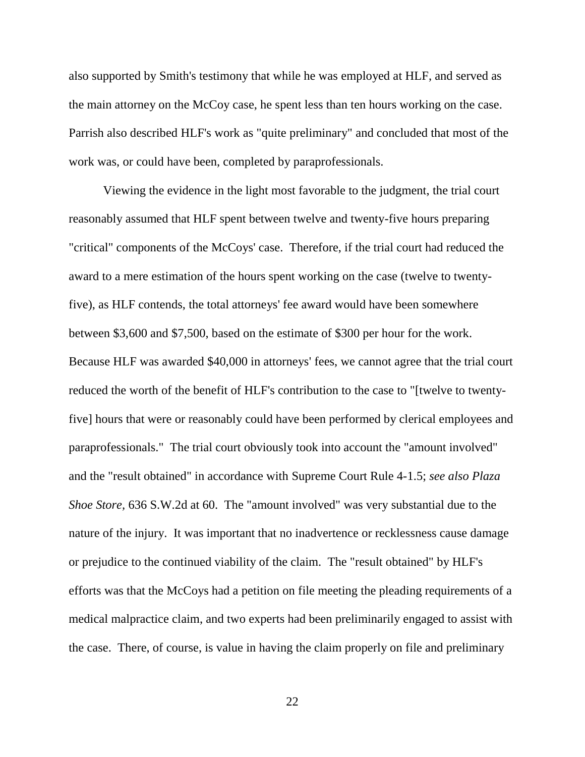also supported by Smith's testimony that while he was employed at HLF, and served as the main attorney on the McCoy case, he spent less than ten hours working on the case. Parrish also described HLF's work as "quite preliminary" and concluded that most of the work was, or could have been, completed by paraprofessionals.

Viewing the evidence in the light most favorable to the judgment, the trial court reasonably assumed that HLF spent between twelve and twenty-five hours preparing "critical" components of the McCoys' case. Therefore, if the trial court had reduced the award to a mere estimation of the hours spent working on the case (twelve to twenty-five), as HLF contends, the total attorneys' fee award would have been somewhere between $3,600 and $7,500, based on the estimate of $300 per hour for the work. Because HLF was awarded $40,000 in attorneys' fees, we cannot agree that the trial court reduced the worth of the benefit of HLF's contribution to the case to "[twelve to twenty-five] hours that were or reasonably could have been performed by clerical employees and paraprofessionals." The trial court obviously took into account the "amount involved" and the "result obtained" in accordance with Supreme Court Rule 4-1.5; *see also Plaza Shoe Store*, 636 S.W.2d at 60. The "amount involved" was very substantial due to the nature of the injury. It was important that no inadvertence or recklessness cause damage or prejudice to the continued viability of the claim. The "result obtained" by HLF's efforts was that the McCoys had a petition on file meeting the pleading requirements of a medical malpractice claim, and two experts had been preliminarily engaged to assist with the case. There, of course, is value in having the claim properly on file and preliminary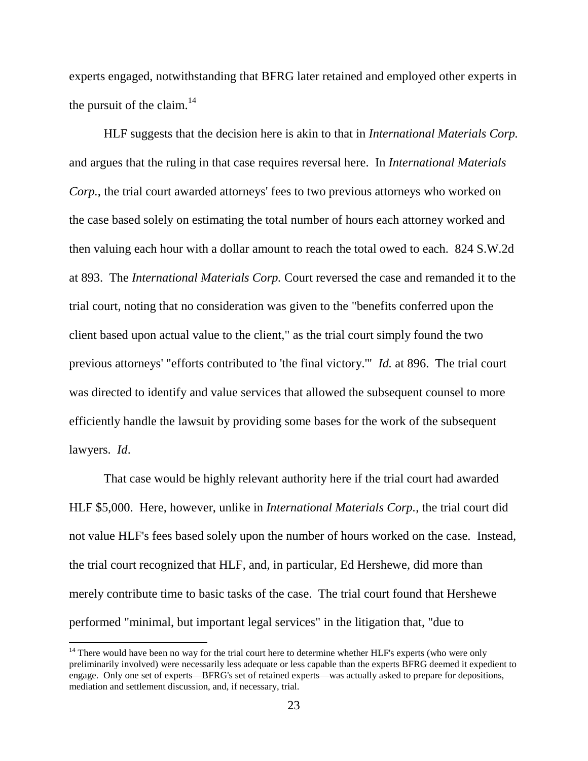experts engaged, notwithstanding that BFRG later retained and employed other experts in the pursuit of the claim.[14]

HLF suggests that the decision here is akin to that in *International Materials Corp.* and argues that the ruling in that case requires reversal here. In *International Materials Corp.*, the trial court awarded attorneys' fees to two previous attorneys who worked on the case based solely on estimating the total number of hours each attorney worked and then valuing each hour with a dollar amount to reach the total owed to each. 824 S.W.2d at 893. The *International Materials Corp.* Court reversed the case and remanded it to the trial court, noting that no consideration was given to the "benefits conferred upon the client based upon actual value to the client," as the trial court simply found the two previous attorneys' "efforts contributed to 'the final victory.'" *Id.* at 896. The trial court was directed to identify and value services that allowed the subsequent counsel to more efficiently handle the lawsuit by providing some bases for the work of the subsequent lawyers. *Id*.

That case would be highly relevant authority here if the trial court had awarded HLF $5,000. Here, however, unlike in *International Materials Corp.*, the trial court did not value HLF's fees based solely upon the number of hours worked on the case. Instead, the trial court recognized that HLF, and, in particular, Ed Hershewe, did more than merely contribute time to basic tasks of the case. The trial court found that Hershewe performed "minimal, but important legal services" in the litigation that, "due to

[14] There would have been no way for the trial court here to determine whether HLF's experts (who were only preliminarily involved) were necessarily less adequate or less capable than the experts BFRG deemed it expedient to engage. Only one set of experts—BFRG's set of retained experts—was actually asked to prepare for depositions, mediation and settlement discussion, and, if necessary, trial.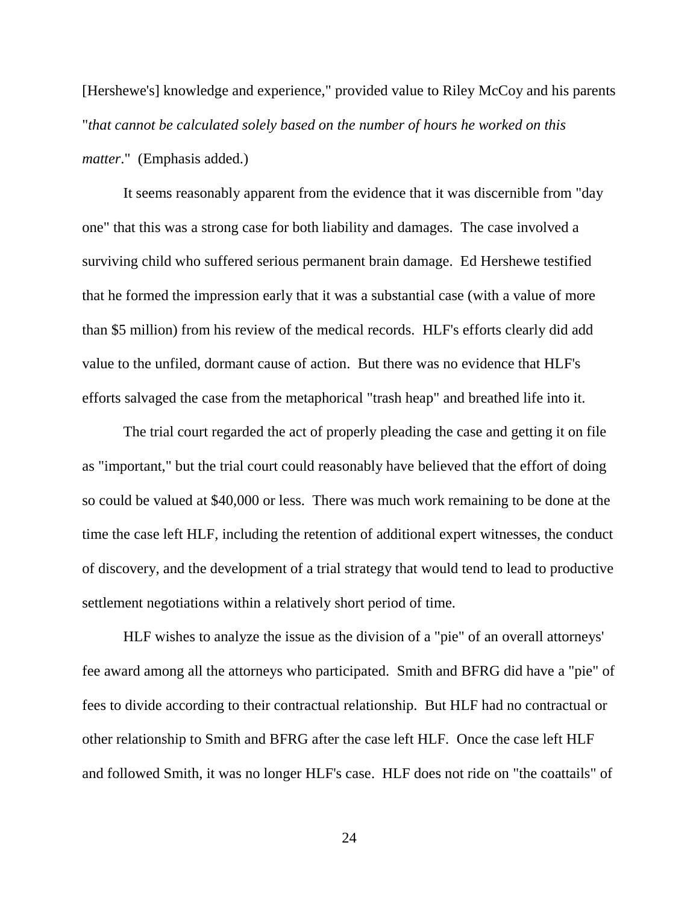[Hershewe's] knowledge and experience," provided value to Riley McCoy and his parents "*that cannot be calculated solely based on the number of hours he worked on this matter*." (Emphasis added.)

It seems reasonably apparent from the evidence that it was discernible from "day one" that this was a strong case for both liability and damages. The case involved a surviving child who suffered serious permanent brain damage. Ed Hershewe testified that he formed the impression early that it was a substantial case (with a value of more than $5 million) from his review of the medical records. HLF's efforts clearly did add value to the unfiled, dormant cause of action. But there was no evidence that HLF's efforts salvaged the case from the metaphorical "trash heap" and breathed life into it.

The trial court regarded the act of properly pleading the case and getting it on file as "important," but the trial court could reasonably have believed that the effort of doing so could be valued at $40,000 or less. There was much work remaining to be done at the time the case left HLF, including the retention of additional expert witnesses, the conduct of discovery, and the development of a trial strategy that would tend to lead to productive settlement negotiations within a relatively short period of time.

HLF wishes to analyze the issue as the division of a "pie" of an overall attorneys' fee award among all the attorneys who participated. Smith and BFRG did have a "pie" of fees to divide according to their contractual relationship. But HLF had no contractual or other relationship to Smith and BFRG after the case left HLF. Once the case left HLF and followed Smith, it was no longer HLF's case. HLF does not ride on "the coattails" of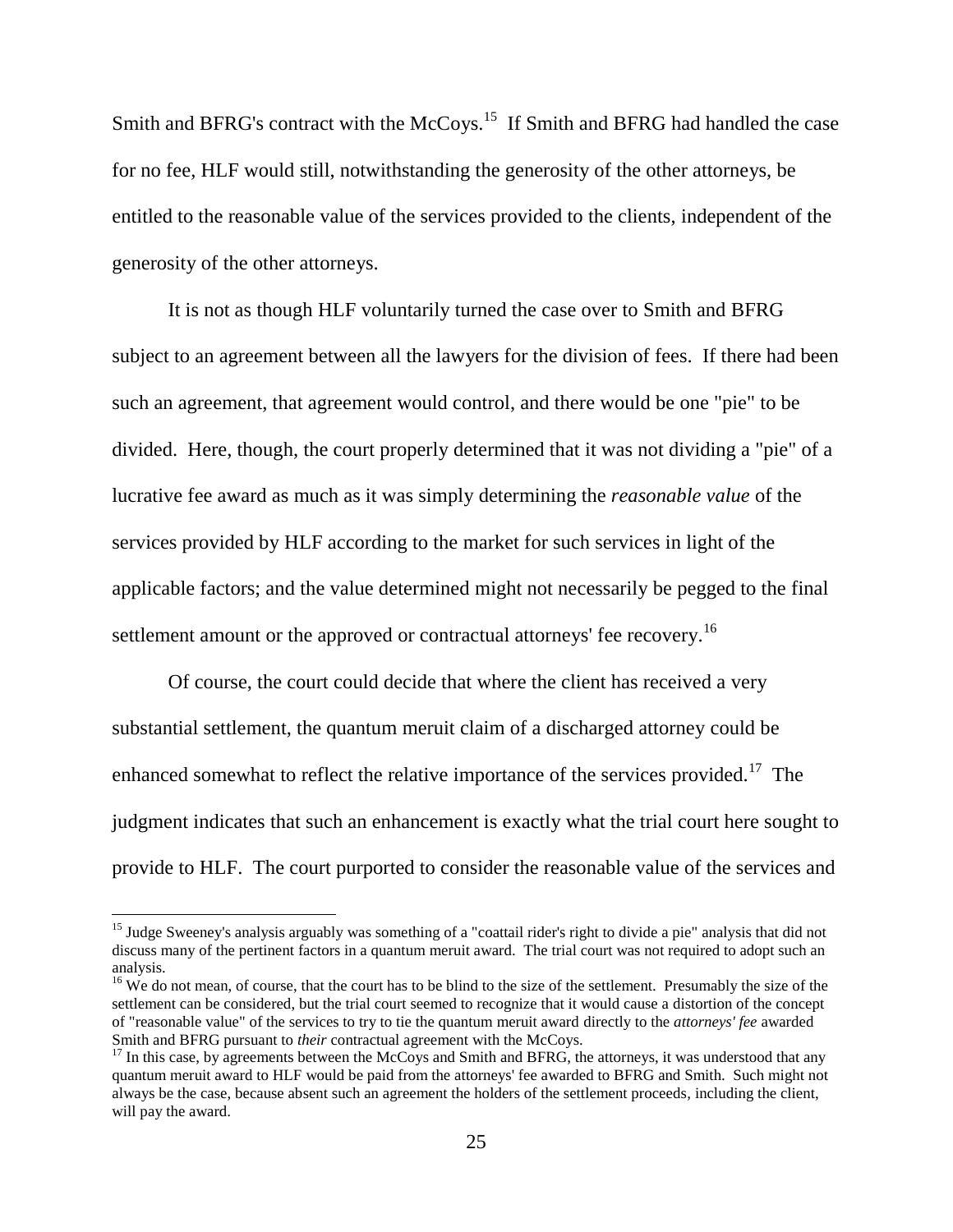Smith and BFRG's contract with the McCoys.[15] If Smith and BFRG had handled the case for no fee, HLF would still, notwithstanding the generosity of the other attorneys, be entitled to the reasonable value of the services provided to the clients, independent of the generosity of the other attorneys.

It is not as though HLF voluntarily turned the case over to Smith and BFRG subject to an agreement between all the lawyers for the division of fees. If there had been such an agreement, that agreement would control, and there would be one "pie" to be divided. Here, though, the court properly determined that it was not dividing a "pie" of a lucrative fee award as much as it was simply determining the *reasonable value* of the services provided by HLF according to the market for such services in light of the applicable factors; and the value determined might not necessarily be pegged to the final settlement amount or the approved or contractual attorneys' fee recovery.[16]

Of course, the court could decide that where the client has received a very substantial settlement, the quantum meruit claim of a discharged attorney could be enhanced somewhat to reflect the relative importance of the services provided.[17] The judgment indicates that such an enhancement is exactly what the trial court here sought to provide to HLF. The court purported to consider the reasonable value of the services and

---

[15] Judge Sweeney's analysis arguably was something of a "coattail rider's right to divide a pie" analysis that did not discuss many of the pertinent factors in a quantum meruit award. The trial court was not required to adopt such an analysis.

[16] We do not mean, of course, that the court has to be blind to the size of the settlement. Presumably the size of the settlement can be considered, but the trial court seemed to recognize that it would cause a distortion of the concept of "reasonable value" of the services to try to tie the quantum meruit award directly to the *attorneys' fee* awarded Smith and BFRG pursuant to *their* contractual agreement with the McCoys.

[17] In this case, by agreements between the McCoys and Smith and BFRG, the attorneys, it was understood that any quantum meruit award to HLF would be paid from the attorneys' fee awarded to BFRG and Smith. Such might not always be the case, because absent such an agreement the holders of the settlement proceeds, including the client, will pay the award.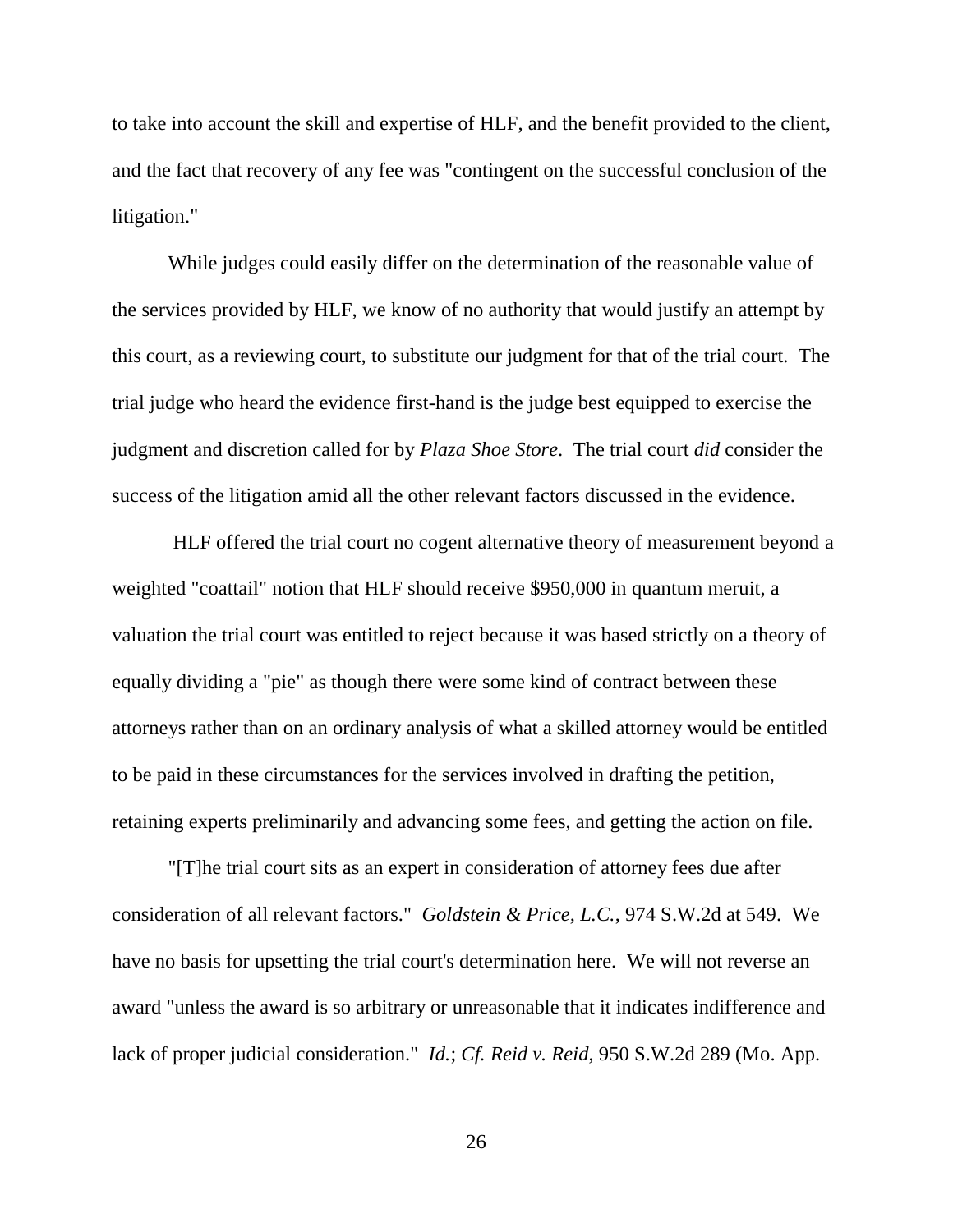to take into account the skill and expertise of HLF, and the benefit provided to the client, and the fact that recovery of any fee was "contingent on the successful conclusion of the litigation."

While judges could easily differ on the determination of the reasonable value of the services provided by HLF, we know of no authority that would justify an attempt by this court, as a reviewing court, to substitute our judgment for that of the trial court. The trial judge who heard the evidence first-hand is the judge best equipped to exercise the judgment and discretion called for by *Plaza Shoe Store*. The trial court *did* consider the success of the litigation amid all the other relevant factors discussed in the evidence.

HLF offered the trial court no cogent alternative theory of measurement beyond a weighted "coattail" notion that HLF should receive $950,000 in quantum meruit, a valuation the trial court was entitled to reject because it was based strictly on a theory of equally dividing a "pie" as though there were some kind of contract between these attorneys rather than on an ordinary analysis of what a skilled attorney would be entitled to be paid in these circumstances for the services involved in drafting the petition, retaining experts preliminarily and advancing some fees, and getting the action on file.

"[T]he trial court sits as an expert in consideration of attorney fees due after consideration of all relevant factors." *Goldstein & Price, L.C.*, 974 S.W.2d at 549. We have no basis for upsetting the trial court's determination here. We will not reverse an award "unless the award is so arbitrary or unreasonable that it indicates indifference and lack of proper judicial consideration." *Id.*; *Cf. Reid v. Reid*, 950 S.W.2d 289 (Mo. App.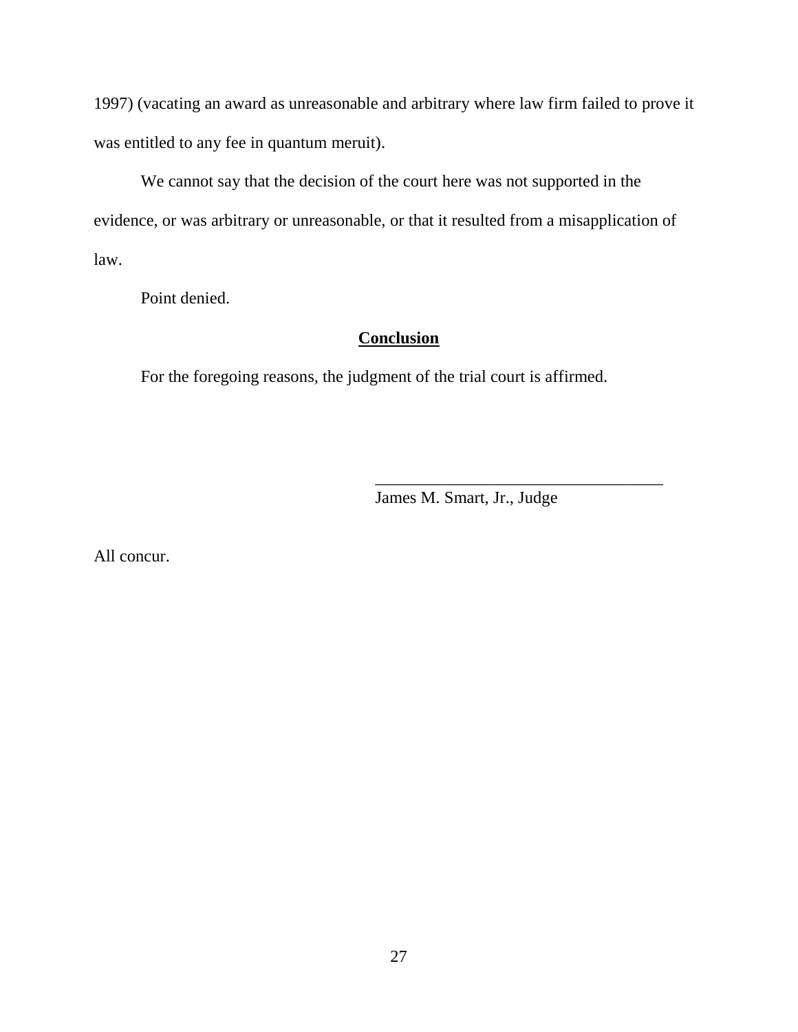1997) (vacating an award as unreasonable and arbitrary where law firm failed to prove it was entitled to any fee in quantum meruit).

We cannot say that the decision of the court here was not supported in the evidence, or was arbitrary or unreasonable, or that it resulted from a misapplication of law.

Point denied.

## **Conclusion**

For the foregoing reasons, the judgment of the trial court is affirmed.

\_\_\_\_\_\_\_\_\_\_\_\_\_\_\_\_\_\_\_\_\_\_\_\_\_\_\_\_\_\_\_\_\_\_\_
James M. Smart, Jr., Judge

All concur.